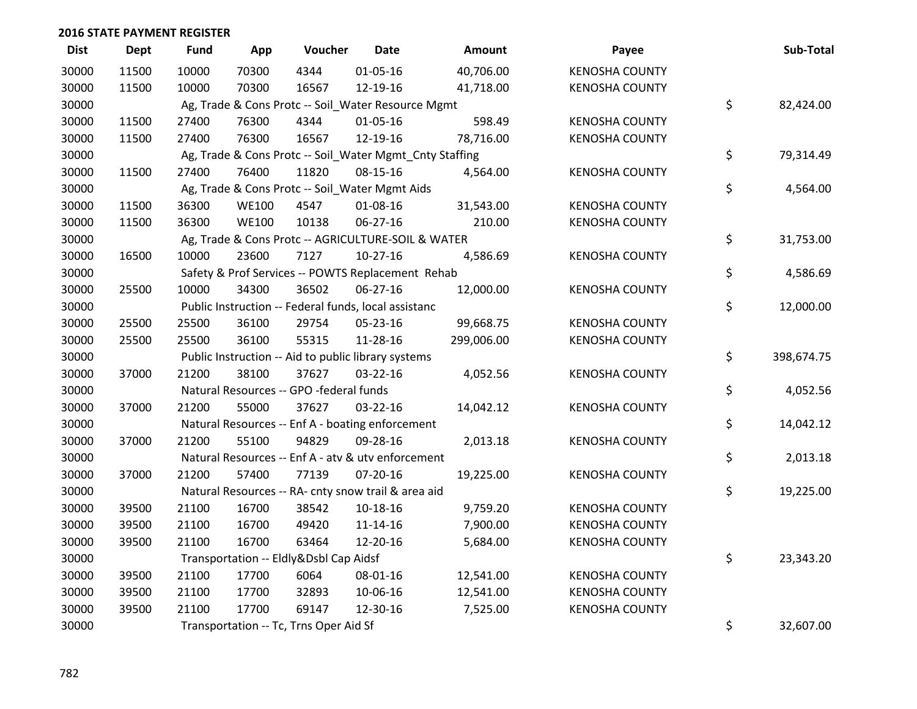# 2016 STATE PAYMENT REGISTER

| Dist | Dept | Fund | App | Voucher | Date | Amount | Payee | Sub-Total |
|---|---|---|---|---|---|---|---|---|
| 30000 | 11500 | 10000 | 70300 | 4344 | 01-05-16 | 40,706.00 | KENOSHA COUNTY | |
| 30000 | 11500 | 10000 | 70300 | 16567 | 12-19-16 | 41,718.00 | KENOSHA COUNTY | |
| 30000 | | Ag, Trade & Cons Protc -- Soil_Water Resource Mgmt | | | | | | $ 82,424.00 |
| 30000 | 11500 | 27400 | 76300 | 4344 | 01-05-16 | 598.49 | KENOSHA COUNTY | |
| 30000 | 11500 | 27400 | 76300 | 16567 | 12-19-16 | 78,716.00 | KENOSHA COUNTY | |
| 30000 | | Ag, Trade & Cons Protc -- Soil_Water Mgmt_Cnty Staffing | | | | | | $ 79,314.49 |
| 30000 | 11500 | 27400 | 76400 | 11820 | 08-15-16 | 4,564.00 | KENOSHA COUNTY | |
| 30000 | | Ag, Trade & Cons Protc -- Soil_Water Mgmt Aids | | | | | | $ 4,564.00 |
| 30000 | 11500 | 36300 | WE100 | 4547 | 01-08-16 | 31,543.00 | KENOSHA COUNTY | |
| 30000 | 11500 | 36300 | WE100 | 10138 | 06-27-16 | 210.00 | KENOSHA COUNTY | |
| 30000 | | Ag, Trade & Cons Protc -- AGRICULTURE-SOIL & WATER | | | | | | $ 31,753.00 |
| 30000 | 16500 | 10000 | 23600 | 7127 | 10-27-16 | 4,586.69 | KENOSHA COUNTY | |
| 30000 | | Safety & Prof Services -- POWTS Replacement Rehab | | | | | | $ 4,586.69 |
| 30000 | 25500 | 10000 | 34300 | 36502 | 06-27-16 | 12,000.00 | KENOSHA COUNTY | |
| 30000 | | Public Instruction -- Federal funds, local assistanc | | | | | | $ 12,000.00 |
| 30000 | 25500 | 25500 | 36100 | 29754 | 05-23-16 | 99,668.75 | KENOSHA COUNTY | |
| 30000 | 25500 | 25500 | 36100 | 55315 | 11-28-16 | 299,006.00 | KENOSHA COUNTY | |
| 30000 | | Public Instruction -- Aid to public library systems | | | | | | $ 398,674.75 |
| 30000 | 37000 | 21200 | 38100 | 37627 | 03-22-16 | 4,052.56 | KENOSHA COUNTY | |
| 30000 | | Natural Resources -- GPO -federal funds | | | | | | $ 4,052.56 |
| 30000 | 37000 | 21200 | 55000 | 37627 | 03-22-16 | 14,042.12 | KENOSHA COUNTY | |
| 30000 | | Natural Resources -- Enf A - boating enforcement | | | | | | $ 14,042.12 |
| 30000 | 37000 | 21200 | 55100 | 94829 | 09-28-16 | 2,013.18 | KENOSHA COUNTY | |
| 30000 | | Natural Resources -- Enf A - atv & utv enforcement | | | | | | $ 2,013.18 |
| 30000 | 37000 | 21200 | 57400 | 77139 | 07-20-16 | 19,225.00 | KENOSHA COUNTY | |
| 30000 | | Natural Resources -- RA- cnty snow trail & area aid | | | | | | $ 19,225.00 |
| 30000 | 39500 | 21100 | 16700 | 38542 | 10-18-16 | 9,759.20 | KENOSHA COUNTY | |
| 30000 | 39500 | 21100 | 16700 | 49420 | 11-14-16 | 7,900.00 | KENOSHA COUNTY | |
| 30000 | 39500 | 21100 | 16700 | 63464 | 12-20-16 | 5,684.00 | KENOSHA COUNTY | |
| 30000 | | Transportation -- Eldly&Dsbl Cap Aidsf | | | | | | $ 23,343.20 |
| 30000 | 39500 | 21100 | 17700 | 6064 | 08-01-16 | 12,541.00 | KENOSHA COUNTY | |
| 30000 | 39500 | 21100 | 17700 | 32893 | 10-06-16 | 12,541.00 | KENOSHA COUNTY | |
| 30000 | 39500 | 21100 | 17700 | 69147 | 12-30-16 | 7,525.00 | KENOSHA COUNTY | |
| 30000 | | Transportation -- Tc, Trns Oper Aid Sf | | | | | | $ 32,607.00 |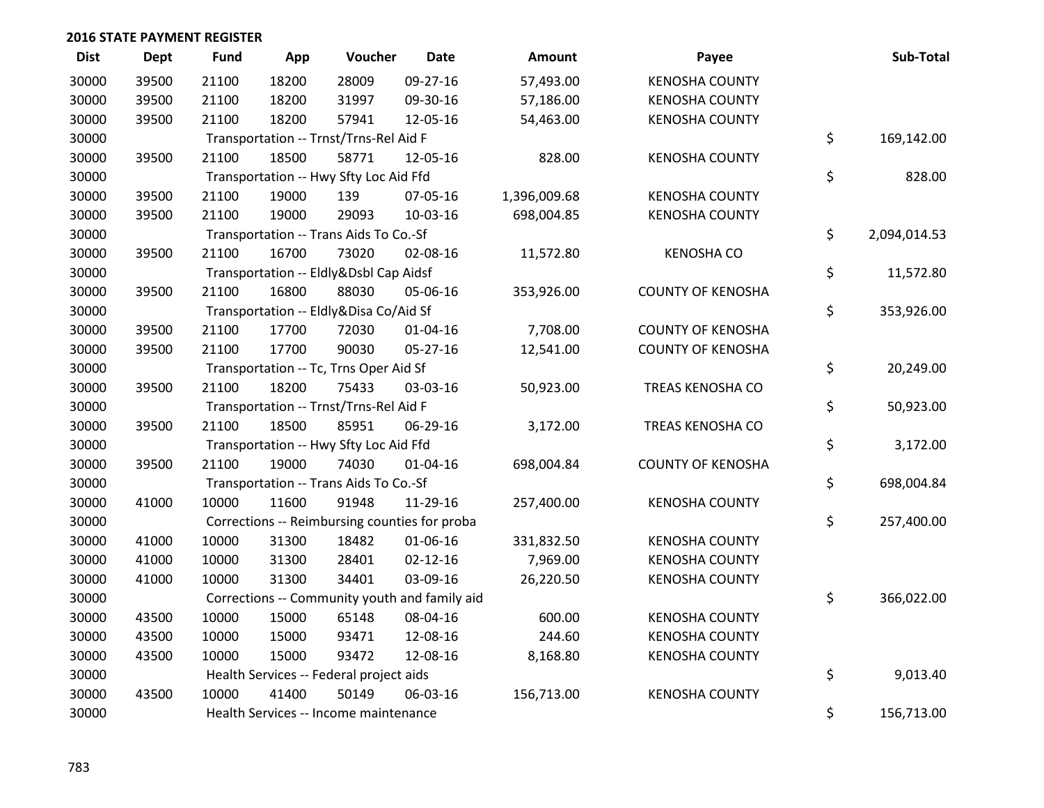## 2016 STATE PAYMENT REGISTER

| Dist | Dept | Fund | App | Voucher | Date | Amount | Payee | Sub-Total |
|---|---|---|---|---|---|---|---|---|
| 30000 | 39500 | 21100 | 18200 | 28009 | 09-27-16 | 57,493.00 | KENOSHA COUNTY | |
| 30000 | 39500 | 21100 | 18200 | 31997 | 09-30-16 | 57,186.00 | KENOSHA COUNTY | |
| 30000 | 39500 | 21100 | 18200 | 57941 | 12-05-16 | 54,463.00 | KENOSHA COUNTY | |
| 30000 | | Transportation -- Trnst/Trns-Rel Aid F | | | | | | $ 169,142.00 |
| 30000 | 39500 | 21100 | 18500 | 58771 | 12-05-16 | 828.00 | KENOSHA COUNTY | |
| 30000 | | Transportation -- Hwy Sfty Loc Aid Ffd | | | | | | $ 828.00 |
| 30000 | 39500 | 21100 | 19000 | 139 | 07-05-16 | 1,396,009.68 | KENOSHA COUNTY | |
| 30000 | 39500 | 21100 | 19000 | 29093 | 10-03-16 | 698,004.85 | KENOSHA COUNTY | |
| 30000 | | Transportation -- Trans Aids To Co.-Sf | | | | | | $ 2,094,014.53 |
| 30000 | 39500 | 21100 | 16700 | 73020 | 02-08-16 | 11,572.80 | KENOSHA CO | |
| 30000 | | Transportation -- Eldly&Dsbl Cap Aidsf | | | | | | $ 11,572.80 |
| 30000 | 39500 | 21100 | 16800 | 88030 | 05-06-16 | 353,926.00 | COUNTY OF KENOSHA | |
| 30000 | | Transportation -- Eldly&Disa Co/Aid Sf | | | | | | $ 353,926.00 |
| 30000 | 39500 | 21100 | 17700 | 72030 | 01-04-16 | 7,708.00 | COUNTY OF KENOSHA | |
| 30000 | 39500 | 21100 | 17700 | 90030 | 05-27-16 | 12,541.00 | COUNTY OF KENOSHA | |
| 30000 | | Transportation -- Tc, Trns Oper Aid Sf | | | | | | $ 20,249.00 |
| 30000 | 39500 | 21100 | 18200 | 75433 | 03-03-16 | 50,923.00 | TREAS KENOSHA CO | |
| 30000 | | Transportation -- Trnst/Trns-Rel Aid F | | | | | | $ 50,923.00 |
| 30000 | 39500 | 21100 | 18500 | 85951 | 06-29-16 | 3,172.00 | TREAS KENOSHA CO | |
| 30000 | | Transportation -- Hwy Sfty Loc Aid Ffd | | | | | | $ 3,172.00 |
| 30000 | 39500 | 21100 | 19000 | 74030 | 01-04-16 | 698,004.84 | COUNTY OF KENOSHA | |
| 30000 | | Transportation -- Trans Aids To Co.-Sf | | | | | | $ 698,004.84 |
| 30000 | 41000 | 10000 | 11600 | 91948 | 11-29-16 | 257,400.00 | KENOSHA COUNTY | |
| 30000 | | Corrections -- Reimbursing counties for proba | | | | | | $ 257,400.00 |
| 30000 | 41000 | 10000 | 31300 | 18482 | 01-06-16 | 331,832.50 | KENOSHA COUNTY | |
| 30000 | 41000 | 10000 | 31300 | 28401 | 02-12-16 | 7,969.00 | KENOSHA COUNTY | |
| 30000 | 41000 | 10000 | 31300 | 34401 | 03-09-16 | 26,220.50 | KENOSHA COUNTY | |
| 30000 | | Corrections -- Community youth and family aid | | | | | | $ 366,022.00 |
| 30000 | 43500 | 10000 | 15000 | 65148 | 08-04-16 | 600.00 | KENOSHA COUNTY | |
| 30000 | 43500 | 10000 | 15000 | 93471 | 12-08-16 | 244.60 | KENOSHA COUNTY | |
| 30000 | 43500 | 10000 | 15000 | 93472 | 12-08-16 | 8,168.80 | KENOSHA COUNTY | |
| 30000 | | Health Services -- Federal project aids | | | | | | $ 9,013.40 |
| 30000 | 43500 | 10000 | 41400 | 50149 | 06-03-16 | 156,713.00 | KENOSHA COUNTY | |
| 30000 | | Health Services -- Income maintenance | | | | | | $ 156,713.00 |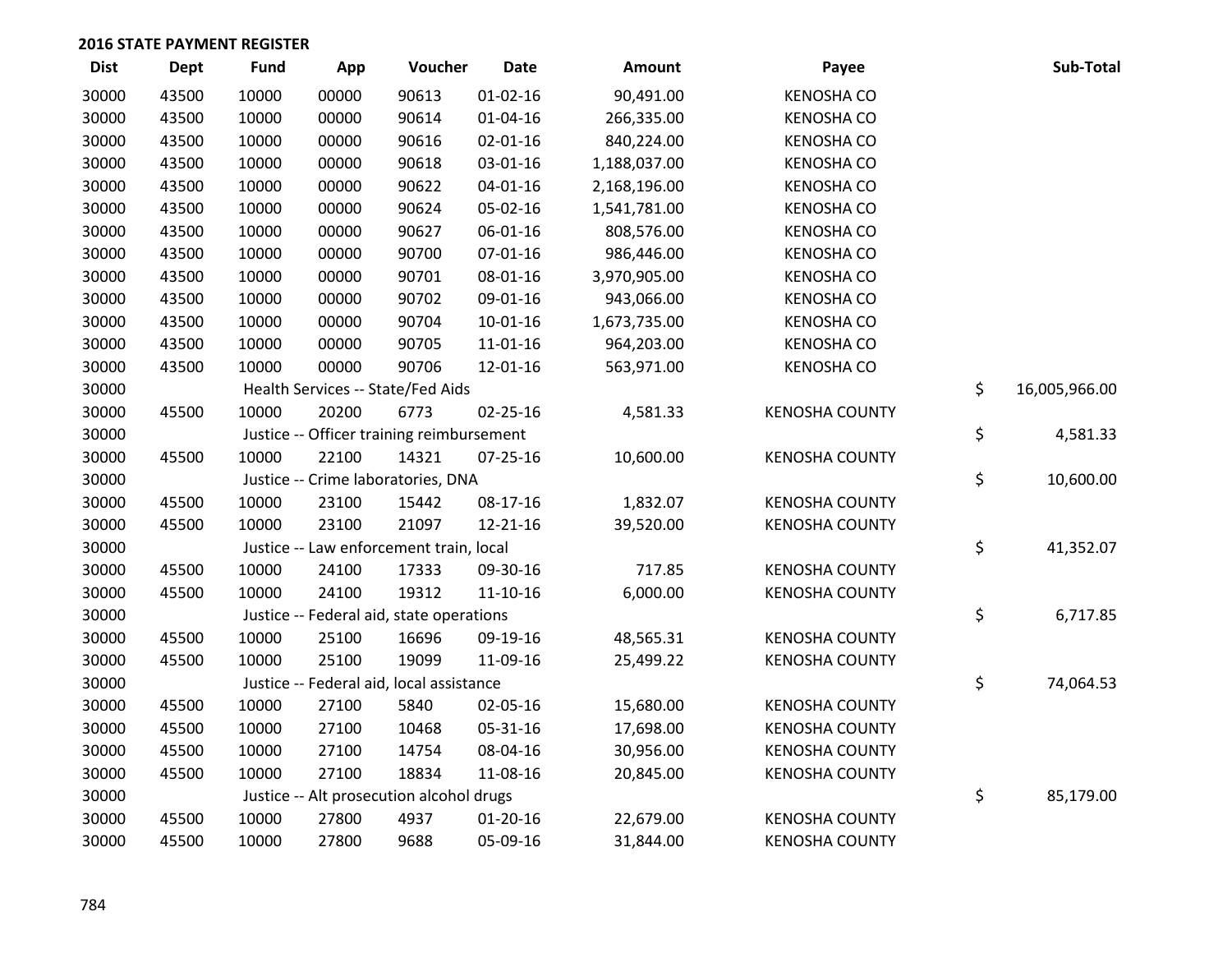**2016 STATE PAYMENT REGISTER**

| Dist | Dept | Fund | App | Voucher | Date | Amount | Payee | Sub-Total |
|---|---|---|---|---|---|---|---|---|
| 30000 | 43500 | 10000 | 00000 | 90613 | 01-02-16 | 90,491.00 | KENOSHA CO | |
| 30000 | 43500 | 10000 | 00000 | 90614 | 01-04-16 | 266,335.00 | KENOSHA CO | |
| 30000 | 43500 | 10000 | 00000 | 90616 | 02-01-16 | 840,224.00 | KENOSHA CO | |
| 30000 | 43500 | 10000 | 00000 | 90618 | 03-01-16 | 1,188,037.00 | KENOSHA CO | |
| 30000 | 43500 | 10000 | 00000 | 90622 | 04-01-16 | 2,168,196.00 | KENOSHA CO | |
| 30000 | 43500 | 10000 | 00000 | 90624 | 05-02-16 | 1,541,781.00 | KENOSHA CO | |
| 30000 | 43500 | 10000 | 00000 | 90627 | 06-01-16 | 808,576.00 | KENOSHA CO | |
| 30000 | 43500 | 10000 | 00000 | 90700 | 07-01-16 | 986,446.00 | KENOSHA CO | |
| 30000 | 43500 | 10000 | 00000 | 90701 | 08-01-16 | 3,970,905.00 | KENOSHA CO | |
| 30000 | 43500 | 10000 | 00000 | 90702 | 09-01-16 | 943,066.00 | KENOSHA CO | |
| 30000 | 43500 | 10000 | 00000 | 90704 | 10-01-16 | 1,673,735.00 | KENOSHA CO | |
| 30000 | 43500 | 10000 | 00000 | 90705 | 11-01-16 | 964,203.00 | KENOSHA CO | |
| 30000 | 43500 | 10000 | 00000 | 90706 | 12-01-16 | 563,971.00 | KENOSHA CO | |
| 30000 | | Health Services -- State/Fed Aids | | | | | | $ 16,005,966.00 |
| 30000 | 45500 | 10000 | 20200 | 6773 | 02-25-16 | 4,581.33 | KENOSHA COUNTY | |
| 30000 | | Justice -- Officer training reimbursement | | | | | | $ 4,581.33 |
| 30000 | 45500 | 10000 | 22100 | 14321 | 07-25-16 | 10,600.00 | KENOSHA COUNTY | |
| 30000 | | Justice -- Crime laboratories, DNA | | | | | | $ 10,600.00 |
| 30000 | 45500 | 10000 | 23100 | 15442 | 08-17-16 | 1,832.07 | KENOSHA COUNTY | |
| 30000 | 45500 | 10000 | 23100 | 21097 | 12-21-16 | 39,520.00 | KENOSHA COUNTY | |
| 30000 | | Justice -- Law enforcement train, local | | | | | | $ 41,352.07 |
| 30000 | 45500 | 10000 | 24100 | 17333 | 09-30-16 | 717.85 | KENOSHA COUNTY | |
| 30000 | 45500 | 10000 | 24100 | 19312 | 11-10-16 | 6,000.00 | KENOSHA COUNTY | |
| 30000 | | Justice -- Federal aid, state operations | | | | | | $ 6,717.85 |
| 30000 | 45500 | 10000 | 25100 | 16696 | 09-19-16 | 48,565.31 | KENOSHA COUNTY | |
| 30000 | 45500 | 10000 | 25100 | 19099 | 11-09-16 | 25,499.22 | KENOSHA COUNTY | |
| 30000 | | Justice -- Federal aid, local assistance | | | | | | $ 74,064.53 |
| 30000 | 45500 | 10000 | 27100 | 5840 | 02-05-16 | 15,680.00 | KENOSHA COUNTY | |
| 30000 | 45500 | 10000 | 27100 | 10468 | 05-31-16 | 17,698.00 | KENOSHA COUNTY | |
| 30000 | 45500 | 10000 | 27100 | 14754 | 08-04-16 | 30,956.00 | KENOSHA COUNTY | |
| 30000 | 45500 | 10000 | 27100 | 18834 | 11-08-16 | 20,845.00 | KENOSHA COUNTY | |
| 30000 | | Justice -- Alt prosecution alcohol drugs | | | | | | $ 85,179.00 |
| 30000 | 45500 | 10000 | 27800 | 4937 | 01-20-16 | 22,679.00 | KENOSHA COUNTY | |
| 30000 | 45500 | 10000 | 27800 | 9688 | 05-09-16 | 31,844.00 | KENOSHA COUNTY | |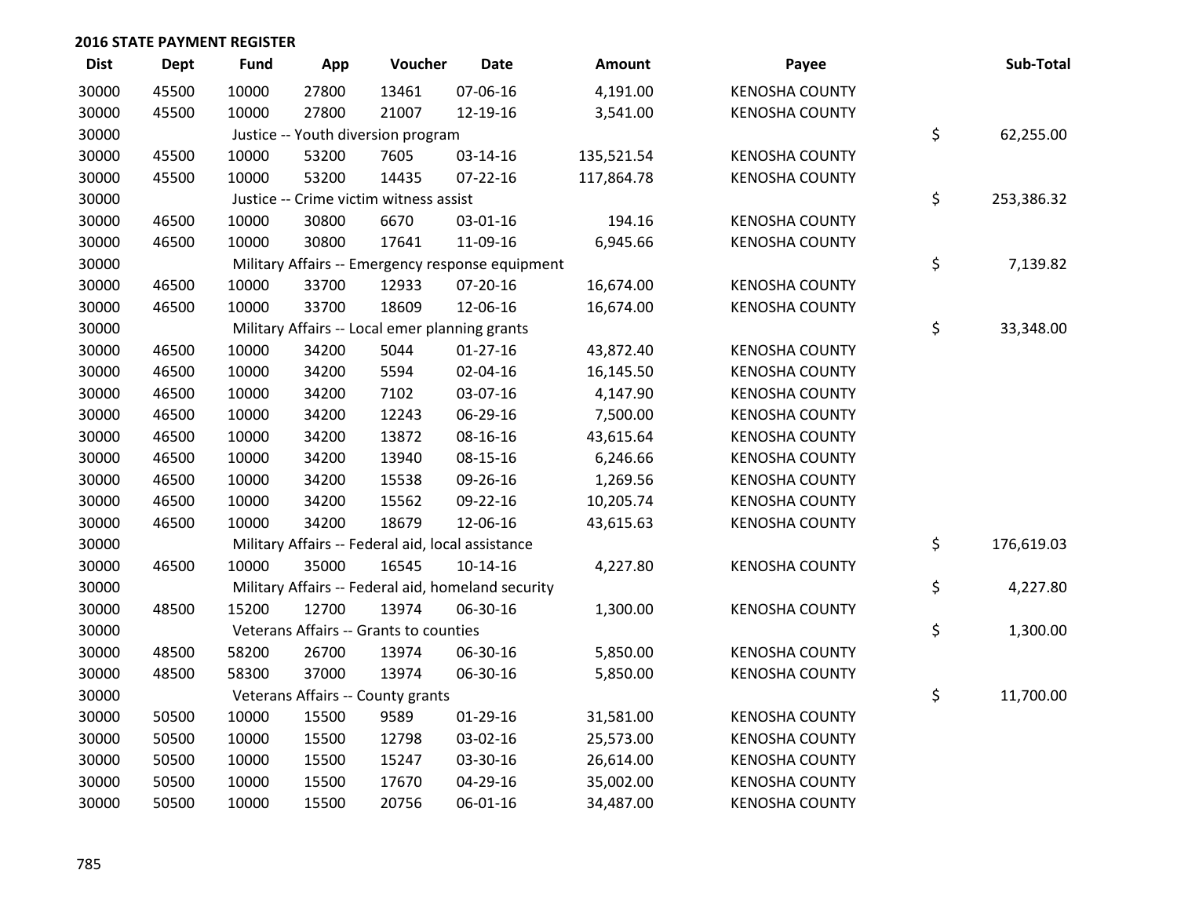## 2016 STATE PAYMENT REGISTER

| Dist | Dept | Fund | App | Voucher | Date | Amount | Payee | Sub-Total |
|---|---|---|---|---|---|---|---|---|
| 30000 | 45500 | 10000 | 27800 | 13461 | 07-06-16 | 4,191.00 | KENOSHA COUNTY | |
| 30000 | 45500 | 10000 | 27800 | 21007 | 12-19-16 | 3,541.00 | KENOSHA COUNTY | |
| 30000 | | Justice -- Youth diversion program | | | | | | $ 62,255.00 |
| 30000 | 45500 | 10000 | 53200 | 7605 | 03-14-16 | 135,521.54 | KENOSHA COUNTY | |
| 30000 | 45500 | 10000 | 53200 | 14435 | 07-22-16 | 117,864.78 | KENOSHA COUNTY | |
| 30000 | | Justice -- Crime victim witness assist | | | | | | $ 253,386.32 |
| 30000 | 46500 | 10000 | 30800 | 6670 | 03-01-16 | 194.16 | KENOSHA COUNTY | |
| 30000 | 46500 | 10000 | 30800 | 17641 | 11-09-16 | 6,945.66 | KENOSHA COUNTY | |
| 30000 | | Military Affairs -- Emergency response equipment | | | | | | $ 7,139.82 |
| 30000 | 46500 | 10000 | 33700 | 12933 | 07-20-16 | 16,674.00 | KENOSHA COUNTY | |
| 30000 | 46500 | 10000 | 33700 | 18609 | 12-06-16 | 16,674.00 | KENOSHA COUNTY | |
| 30000 | | Military Affairs -- Local emer planning grants | | | | | | $ 33,348.00 |
| 30000 | 46500 | 10000 | 34200 | 5044 | 01-27-16 | 43,872.40 | KENOSHA COUNTY | |
| 30000 | 46500 | 10000 | 34200 | 5594 | 02-04-16 | 16,145.50 | KENOSHA COUNTY | |
| 30000 | 46500 | 10000 | 34200 | 7102 | 03-07-16 | 4,147.90 | KENOSHA COUNTY | |
| 30000 | 46500 | 10000 | 34200 | 12243 | 06-29-16 | 7,500.00 | KENOSHA COUNTY | |
| 30000 | 46500 | 10000 | 34200 | 13872 | 08-16-16 | 43,615.64 | KENOSHA COUNTY | |
| 30000 | 46500 | 10000 | 34200 | 13940 | 08-15-16 | 6,246.66 | KENOSHA COUNTY | |
| 30000 | 46500 | 10000 | 34200 | 15538 | 09-26-16 | 1,269.56 | KENOSHA COUNTY | |
| 30000 | 46500 | 10000 | 34200 | 15562 | 09-22-16 | 10,205.74 | KENOSHA COUNTY | |
| 30000 | 46500 | 10000 | 34200 | 18679 | 12-06-16 | 43,615.63 | KENOSHA COUNTY | |
| 30000 | | Military Affairs -- Federal aid, local assistance | | | | | | $ 176,619.03 |
| 30000 | 46500 | 10000 | 35000 | 16545 | 10-14-16 | 4,227.80 | KENOSHA COUNTY | |
| 30000 | | Military Affairs -- Federal aid, homeland security | | | | | | $ 4,227.80 |
| 30000 | 48500 | 15200 | 12700 | 13974 | 06-30-16 | 1,300.00 | KENOSHA COUNTY | |
| 30000 | | Veterans Affairs -- Grants to counties | | | | | | $ 1,300.00 |
| 30000 | 48500 | 58200 | 26700 | 13974 | 06-30-16 | 5,850.00 | KENOSHA COUNTY | |
| 30000 | 48500 | 58300 | 37000 | 13974 | 06-30-16 | 5,850.00 | KENOSHA COUNTY | |
| 30000 | | Veterans Affairs -- County grants | | | | | | $ 11,700.00 |
| 30000 | 50500 | 10000 | 15500 | 9589 | 01-29-16 | 31,581.00 | KENOSHA COUNTY | |
| 30000 | 50500 | 10000 | 15500 | 12798 | 03-02-16 | 25,573.00 | KENOSHA COUNTY | |
| 30000 | 50500 | 10000 | 15500 | 15247 | 03-30-16 | 26,614.00 | KENOSHA COUNTY | |
| 30000 | 50500 | 10000 | 15500 | 17670 | 04-29-16 | 35,002.00 | KENOSHA COUNTY | |
| 30000 | 50500 | 10000 | 15500 | 20756 | 06-01-16 | 34,487.00 | KENOSHA COUNTY | |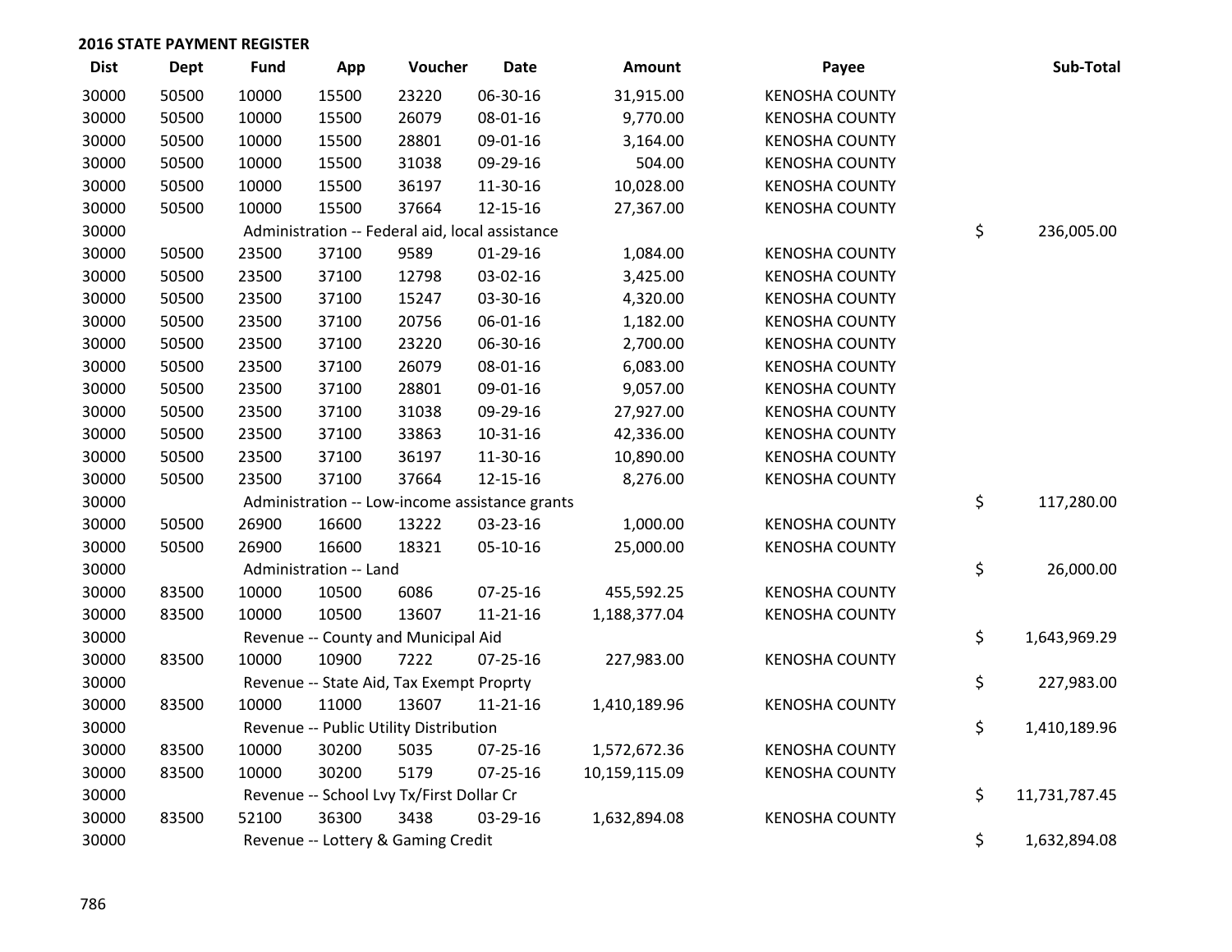## 2016 STATE PAYMENT REGISTER

| Dist | Dept | Fund | App | Voucher | Date | Amount | Payee | Sub-Total |
|---|---|---|---|---|---|---|---|---|
| 30000 | 50500 | 10000 | 15500 | 23220 | 06-30-16 | 31,915.00 | KENOSHA COUNTY | |
| 30000 | 50500 | 10000 | 15500 | 26079 | 08-01-16 | 9,770.00 | KENOSHA COUNTY | |
| 30000 | 50500 | 10000 | 15500 | 28801 | 09-01-16 | 3,164.00 | KENOSHA COUNTY | |
| 30000 | 50500 | 10000 | 15500 | 31038 | 09-29-16 | 504.00 | KENOSHA COUNTY | |
| 30000 | 50500 | 10000 | 15500 | 36197 | 11-30-16 | 10,028.00 | KENOSHA COUNTY | |
| 30000 | 50500 | 10000 | 15500 | 37664 | 12-15-16 | 27,367.00 | KENOSHA COUNTY | |
| 30000 | | Administration -- Federal aid, local assistance | | | | | | $ 236,005.00 |
| 30000 | 50500 | 23500 | 37100 | 9589 | 01-29-16 | 1,084.00 | KENOSHA COUNTY | |
| 30000 | 50500 | 23500 | 37100 | 12798 | 03-02-16 | 3,425.00 | KENOSHA COUNTY | |
| 30000 | 50500 | 23500 | 37100 | 15247 | 03-30-16 | 4,320.00 | KENOSHA COUNTY | |
| 30000 | 50500 | 23500 | 37100 | 20756 | 06-01-16 | 1,182.00 | KENOSHA COUNTY | |
| 30000 | 50500 | 23500 | 37100 | 23220 | 06-30-16 | 2,700.00 | KENOSHA COUNTY | |
| 30000 | 50500 | 23500 | 37100 | 26079 | 08-01-16 | 6,083.00 | KENOSHA COUNTY | |
| 30000 | 50500 | 23500 | 37100 | 28801 | 09-01-16 | 9,057.00 | KENOSHA COUNTY | |
| 30000 | 50500 | 23500 | 37100 | 31038 | 09-29-16 | 27,927.00 | KENOSHA COUNTY | |
| 30000 | 50500 | 23500 | 37100 | 33863 | 10-31-16 | 42,336.00 | KENOSHA COUNTY | |
| 30000 | 50500 | 23500 | 37100 | 36197 | 11-30-16 | 10,890.00 | KENOSHA COUNTY | |
| 30000 | 50500 | 23500 | 37100 | 37664 | 12-15-16 | 8,276.00 | KENOSHA COUNTY | |
| 30000 | | Administration -- Low-income assistance grants | | | | | | $ 117,280.00 |
| 30000 | 50500 | 26900 | 16600 | 13222 | 03-23-16 | 1,000.00 | KENOSHA COUNTY | |
| 30000 | 50500 | 26900 | 16600 | 18321 | 05-10-16 | 25,000.00 | KENOSHA COUNTY | |
| 30000 | | Administration -- Land | | | | | | $ 26,000.00 |
| 30000 | 83500 | 10000 | 10500 | 6086 | 07-25-16 | 455,592.25 | KENOSHA COUNTY | |
| 30000 | 83500 | 10000 | 10500 | 13607 | 11-21-16 | 1,188,377.04 | KENOSHA COUNTY | |
| 30000 | | Revenue -- County and Municipal Aid | | | | | | $ 1,643,969.29 |
| 30000 | 83500 | 10000 | 10900 | 7222 | 07-25-16 | 227,983.00 | KENOSHA COUNTY | |
| 30000 | | Revenue -- State Aid, Tax Exempt Proprty | | | | | | $ 227,983.00 |
| 30000 | 83500 | 10000 | 11000 | 13607 | 11-21-16 | 1,410,189.96 | KENOSHA COUNTY | |
| 30000 | | Revenue -- Public Utility Distribution | | | | | | $ 1,410,189.96 |
| 30000 | 83500 | 10000 | 30200 | 5035 | 07-25-16 | 1,572,672.36 | KENOSHA COUNTY | |
| 30000 | 83500 | 10000 | 30200 | 5179 | 07-25-16 | 10,159,115.09 | KENOSHA COUNTY | |
| 30000 | | Revenue -- School Lvy Tx/First Dollar Cr | | | | | | $ 11,731,787.45 |
| 30000 | 83500 | 52100 | 36300 | 3438 | 03-29-16 | 1,632,894.08 | KENOSHA COUNTY | |
| 30000 | | Revenue -- Lottery & Gaming Credit | | | | | | $ 1,632,894.08 |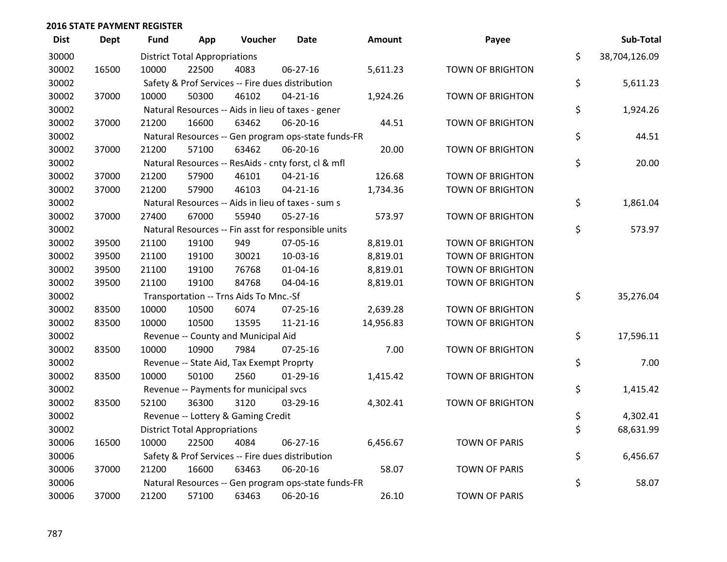## 2016 STATE PAYMENT REGISTER

| Dist | Dept | Fund | App | Voucher | Date | Amount | Payee | | Sub-Total |
|---|---|---|---|---|---|---|---|---|---|
| 30000 | | District Total Appropriations | | | | | | $ | 38,704,126.09 |
| 30002 | 16500 | 10000 | 22500 | 4083 | 06-27-16 | 5,611.23 | TOWN OF BRIGHTON | | |
| 30002 | | Safety & Prof Services -- Fire dues distribution | | | | | | $ | 5,611.23 |
| 30002 | 37000 | 10000 | 50300 | 46102 | 04-21-16 | 1,924.26 | TOWN OF BRIGHTON | | |
| 30002 | | Natural Resources -- Aids in lieu of taxes - gener | | | | | | $ | 1,924.26 |
| 30002 | 37000 | 21200 | 16600 | 63462 | 06-20-16 | 44.51 | TOWN OF BRIGHTON | | |
| 30002 | | Natural Resources -- Gen program ops-state funds-FR | | | | | | $ | 44.51 |
| 30002 | 37000 | 21200 | 57100 | 63462 | 06-20-16 | 20.00 | TOWN OF BRIGHTON | | |
| 30002 | | Natural Resources -- ResAids - cnty forst, cl & mfl | | | | | | $ | 20.00 |
| 30002 | 37000 | 21200 | 57900 | 46101 | 04-21-16 | 126.68 | TOWN OF BRIGHTON | | |
| 30002 | 37000 | 21200 | 57900 | 46103 | 04-21-16 | 1,734.36 | TOWN OF BRIGHTON | | |
| 30002 | | Natural Resources -- Aids in lieu of taxes - sum s | | | | | | $ | 1,861.04 |
| 30002 | 37000 | 27400 | 67000 | 55940 | 05-27-16 | 573.97 | TOWN OF BRIGHTON | | |
| 30002 | | Natural Resources -- Fin asst for responsible units | | | | | | $ | 573.97 |
| 30002 | 39500 | 21100 | 19100 | 949 | 07-05-16 | 8,819.01 | TOWN OF BRIGHTON | | |
| 30002 | 39500 | 21100 | 19100 | 30021 | 10-03-16 | 8,819.01 | TOWN OF BRIGHTON | | |
| 30002 | 39500 | 21100 | 19100 | 76768 | 01-04-16 | 8,819.01 | TOWN OF BRIGHTON | | |
| 30002 | 39500 | 21100 | 19100 | 84768 | 04-04-16 | 8,819.01 | TOWN OF BRIGHTON | | |
| 30002 | | Transportation -- Trns Aids To Mnc.-Sf | | | | | | $ | 35,276.04 |
| 30002 | 83500 | 10000 | 10500 | 6074 | 07-25-16 | 2,639.28 | TOWN OF BRIGHTON | | |
| 30002 | 83500 | 10000 | 10500 | 13595 | 11-21-16 | 14,956.83 | TOWN OF BRIGHTON | | |
| 30002 | | Revenue -- County and Municipal Aid | | | | | | $ | 17,596.11 |
| 30002 | 83500 | 10000 | 10900 | 7984 | 07-25-16 | 7.00 | TOWN OF BRIGHTON | | |
| 30002 | | Revenue -- State Aid, Tax Exempt Proprty | | | | | | $ | 7.00 |
| 30002 | 83500 | 10000 | 50100 | 2560 | 01-29-16 | 1,415.42 | TOWN OF BRIGHTON | | |
| 30002 | | Revenue -- Payments for municipal svcs | | | | | | $ | 1,415.42 |
| 30002 | 83500 | 52100 | 36300 | 3120 | 03-29-16 | 4,302.41 | TOWN OF BRIGHTON | | |
| 30002 | | Revenue -- Lottery & Gaming Credit | | | | | | $ | 4,302.41 |
| 30002 | | District Total Appropriations | | | | | | $ | 68,631.99 |
| 30006 | 16500 | 10000 | 22500 | 4084 | 06-27-16 | 6,456.67 | TOWN OF PARIS | | |
| 30006 | | Safety & Prof Services -- Fire dues distribution | | | | | | $ | 6,456.67 |
| 30006 | 37000 | 21200 | 16600 | 63463 | 06-20-16 | 58.07 | TOWN OF PARIS | | |
| 30006 | | Natural Resources -- Gen program ops-state funds-FR | | | | | | $ | 58.07 |
| 30006 | 37000 | 21200 | 57100 | 63463 | 06-20-16 | 26.10 | TOWN OF PARIS | | |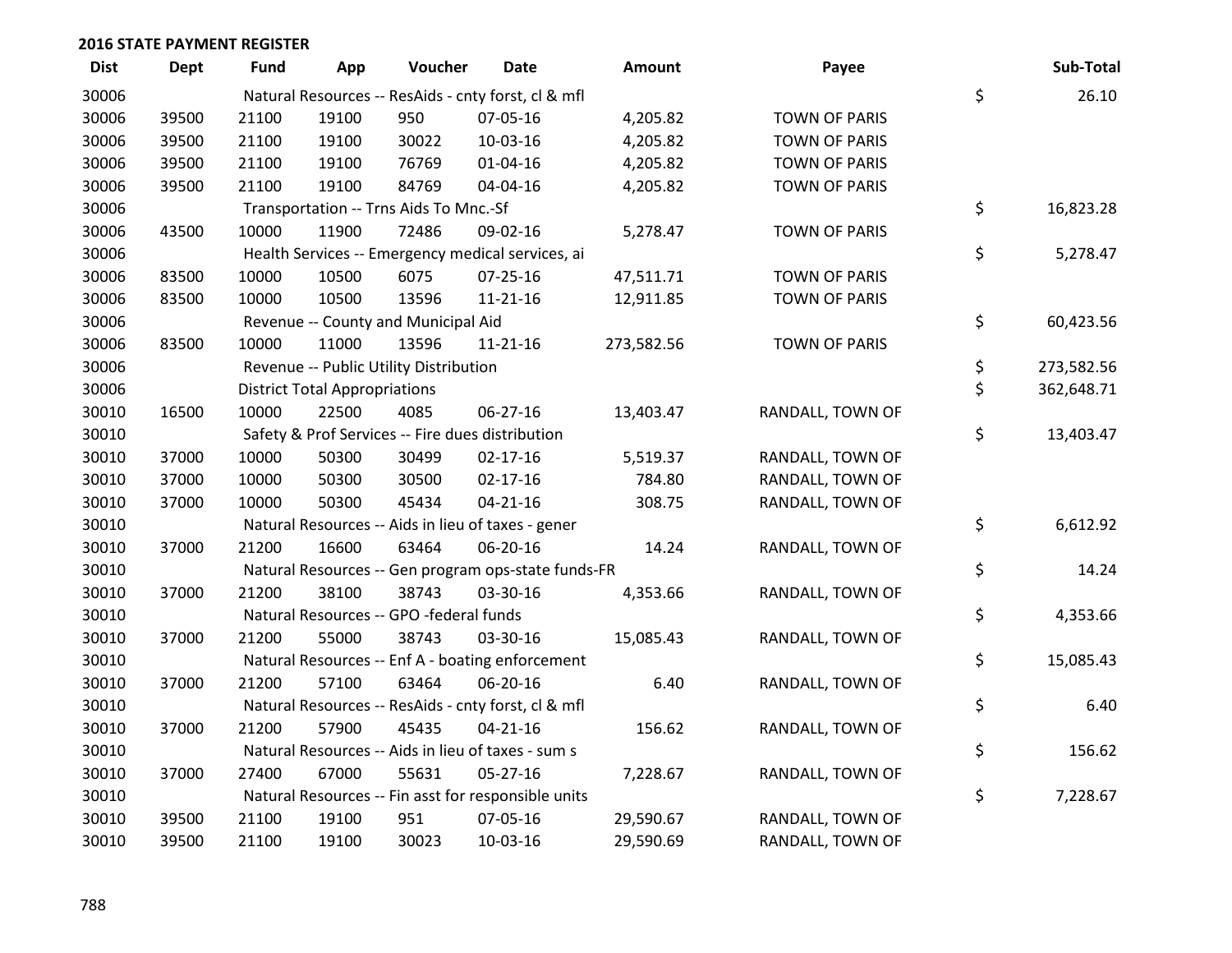## 2016 STATE PAYMENT REGISTER

| Dist | Dept | Fund | App | Voucher | Date | Amount | Payee | Sub-Total |
|---|---|---|---|---|---|---|---|---|
| 30006 | | Natural Resources -- ResAids - cnty forst, cl & mfl | | | | | | $ 26.10 |
| 30006 | 39500 | 21100 | 19100 | 950 | 07-05-16 | 4,205.82 | TOWN OF PARIS | |
| 30006 | 39500 | 21100 | 19100 | 30022 | 10-03-16 | 4,205.82 | TOWN OF PARIS | |
| 30006 | 39500 | 21100 | 19100 | 76769 | 01-04-16 | 4,205.82 | TOWN OF PARIS | |
| 30006 | 39500 | 21100 | 19100 | 84769 | 04-04-16 | 4,205.82 | TOWN OF PARIS | |
| 30006 | | Transportation -- Trns Aids To Mnc.-Sf | | | | | | $ 16,823.28 |
| 30006 | 43500 | 10000 | 11900 | 72486 | 09-02-16 | 5,278.47 | TOWN OF PARIS | |
| 30006 | | Health Services -- Emergency medical services, ai | | | | | | $ 5,278.47 |
| 30006 | 83500 | 10000 | 10500 | 6075 | 07-25-16 | 47,511.71 | TOWN OF PARIS | |
| 30006 | 83500 | 10000 | 10500 | 13596 | 11-21-16 | 12,911.85 | TOWN OF PARIS | |
| 30006 | | Revenue -- County and Municipal Aid | | | | | | $ 60,423.56 |
| 30006 | 83500 | 10000 | 11000 | 13596 | 11-21-16 | 273,582.56 | TOWN OF PARIS | |
| 30006 | | Revenue -- Public Utility Distribution | | | | | | $ 273,582.56 |
| 30006 | | District Total Appropriations | | | | | | $ 362,648.71 |
| 30010 | 16500 | 10000 | 22500 | 4085 | 06-27-16 | 13,403.47 | RANDALL, TOWN OF | |
| 30010 | | Safety & Prof Services -- Fire dues distribution | | | | | | $ 13,403.47 |
| 30010 | 37000 | 10000 | 50300 | 30499 | 02-17-16 | 5,519.37 | RANDALL, TOWN OF | |
| 30010 | 37000 | 10000 | 50300 | 30500 | 02-17-16 | 784.80 | RANDALL, TOWN OF | |
| 30010 | 37000 | 10000 | 50300 | 45434 | 04-21-16 | 308.75 | RANDALL, TOWN OF | |
| 30010 | | Natural Resources -- Aids in lieu of taxes - gener | | | | | | $ 6,612.92 |
| 30010 | 37000 | 21200 | 16600 | 63464 | 06-20-16 | 14.24 | RANDALL, TOWN OF | |
| 30010 | | Natural Resources -- Gen program ops-state funds-FR | | | | | | $ 14.24 |
| 30010 | 37000 | 21200 | 38100 | 38743 | 03-30-16 | 4,353.66 | RANDALL, TOWN OF | |
| 30010 | | Natural Resources -- GPO -federal funds | | | | | | $ 4,353.66 |
| 30010 | 37000 | 21200 | 55000 | 38743 | 03-30-16 | 15,085.43 | RANDALL, TOWN OF | |
| 30010 | | Natural Resources -- Enf A - boating enforcement | | | | | | $ 15,085.43 |
| 30010 | 37000 | 21200 | 57100 | 63464 | 06-20-16 | 6.40 | RANDALL, TOWN OF | |
| 30010 | | Natural Resources -- ResAids - cnty forst, cl & mfl | | | | | | $ 6.40 |
| 30010 | 37000 | 21200 | 57900 | 45435 | 04-21-16 | 156.62 | RANDALL, TOWN OF | |
| 30010 | | Natural Resources -- Aids in lieu of taxes - sum s | | | | | | $ 156.62 |
| 30010 | 37000 | 27400 | 67000 | 55631 | 05-27-16 | 7,228.67 | RANDALL, TOWN OF | |
| 30010 | | Natural Resources -- Fin asst for responsible units | | | | | | $ 7,228.67 |
| 30010 | 39500 | 21100 | 19100 | 951 | 07-05-16 | 29,590.67 | RANDALL, TOWN OF | |
| 30010 | 39500 | 21100 | 19100 | 30023 | 10-03-16 | 29,590.69 | RANDALL, TOWN OF | |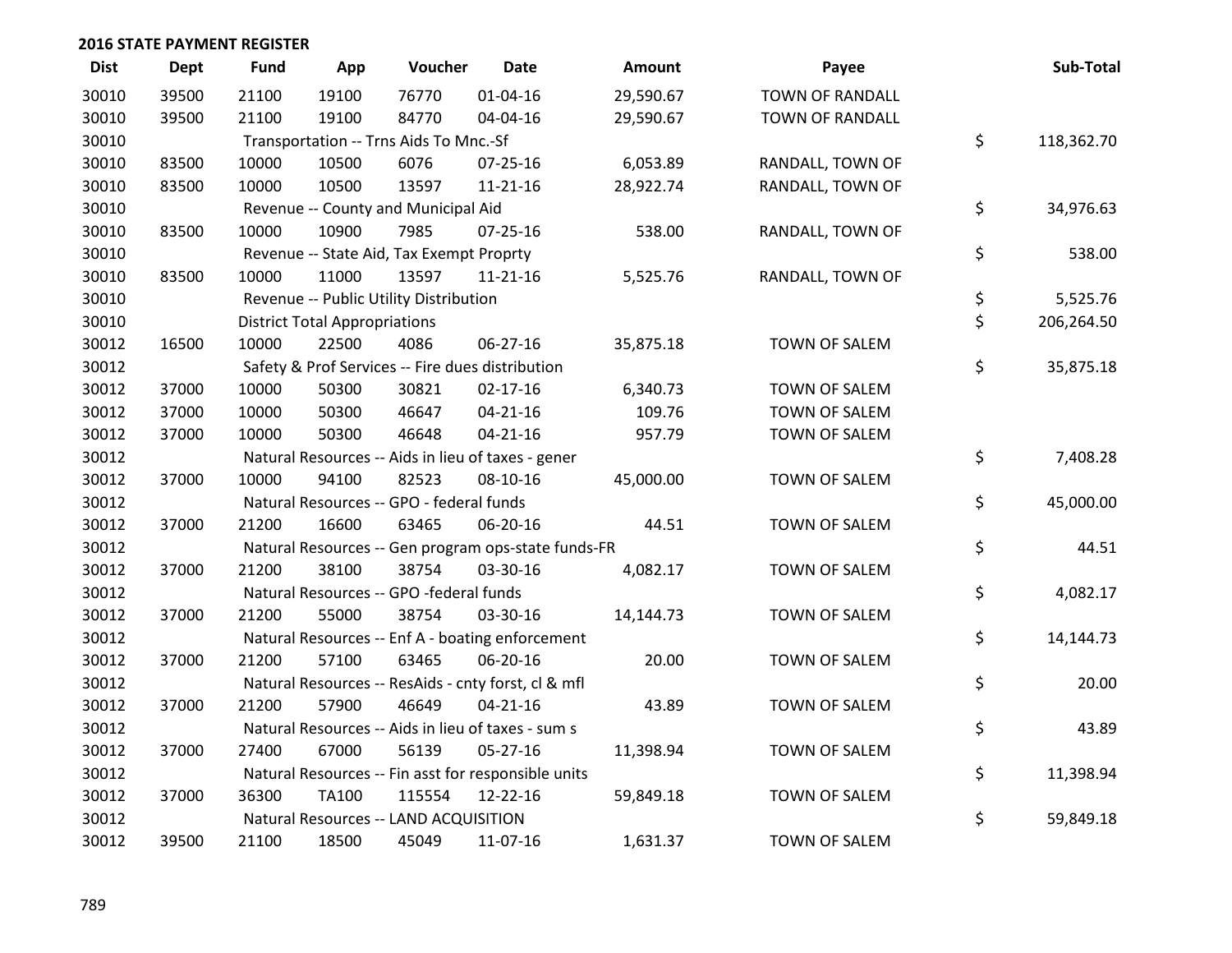## 2016 STATE PAYMENT REGISTER

| Dist | Dept | Fund | App | Voucher | Date | Amount | Payee | Sub-Total |
|---|---|---|---|---|---|---|---|---|
| 30010 | 39500 | 21100 | 19100 | 76770 | 01-04-16 | 29,590.67 | TOWN OF RANDALL | |
| 30010 | 39500 | 21100 | 19100 | 84770 | 04-04-16 | 29,590.67 | TOWN OF RANDALL | |
| 30010 | | Transportation -- Trns Aids To Mnc.-Sf | | | | | | $ 118,362.70 |
| 30010 | 83500 | 10000 | 10500 | 6076 | 07-25-16 | 6,053.89 | RANDALL, TOWN OF | |
| 30010 | 83500 | 10000 | 10500 | 13597 | 11-21-16 | 28,922.74 | RANDALL, TOWN OF | |
| 30010 | | Revenue -- County and Municipal Aid | | | | | | $ 34,976.63 |
| 30010 | 83500 | 10000 | 10900 | 7985 | 07-25-16 | 538.00 | RANDALL, TOWN OF | |
| 30010 | | Revenue -- State Aid, Tax Exempt Proprty | | | | | | $ 538.00 |
| 30010 | 83500 | 10000 | 11000 | 13597 | 11-21-16 | 5,525.76 | RANDALL, TOWN OF | |
| 30010 | | Revenue -- Public Utility Distribution | | | | | | $ 5,525.76 |
| 30010 | | District Total Appropriations | | | | | | $ 206,264.50 |
| 30012 | 16500 | 10000 | 22500 | 4086 | 06-27-16 | 35,875.18 | TOWN OF SALEM | |
| 30012 | | Safety & Prof Services -- Fire dues distribution | | | | | | $ 35,875.18 |
| 30012 | 37000 | 10000 | 50300 | 30821 | 02-17-16 | 6,340.73 | TOWN OF SALEM | |
| 30012 | 37000 | 10000 | 50300 | 46647 | 04-21-16 | 109.76 | TOWN OF SALEM | |
| 30012 | 37000 | 10000 | 50300 | 46648 | 04-21-16 | 957.79 | TOWN OF SALEM | |
| 30012 | | Natural Resources -- Aids in lieu of taxes - gener | | | | | | $ 7,408.28 |
| 30012 | 37000 | 10000 | 94100 | 82523 | 08-10-16 | 45,000.00 | TOWN OF SALEM | |
| 30012 | | Natural Resources -- GPO - federal funds | | | | | | $ 45,000.00 |
| 30012 | 37000 | 21200 | 16600 | 63465 | 06-20-16 | 44.51 | TOWN OF SALEM | |
| 30012 | | Natural Resources -- Gen program ops-state funds-FR | | | | | | $ 44.51 |
| 30012 | 37000 | 21200 | 38100 | 38754 | 03-30-16 | 4,082.17 | TOWN OF SALEM | |
| 30012 | | Natural Resources -- GPO -federal funds | | | | | | $ 4,082.17 |
| 30012 | 37000 | 21200 | 55000 | 38754 | 03-30-16 | 14,144.73 | TOWN OF SALEM | |
| 30012 | | Natural Resources -- Enf A - boating enforcement | | | | | | $ 14,144.73 |
| 30012 | 37000 | 21200 | 57100 | 63465 | 06-20-16 | 20.00 | TOWN OF SALEM | |
| 30012 | | Natural Resources -- ResAids - cnty forst, cl & mfl | | | | | | $ 20.00 |
| 30012 | 37000 | 21200 | 57900 | 46649 | 04-21-16 | 43.89 | TOWN OF SALEM | |
| 30012 | | Natural Resources -- Aids in lieu of taxes - sum s | | | | | | $ 43.89 |
| 30012 | 37000 | 27400 | 67000 | 56139 | 05-27-16 | 11,398.94 | TOWN OF SALEM | |
| 30012 | | Natural Resources -- Fin asst for responsible units | | | | | | $ 11,398.94 |
| 30012 | 37000 | 36300 | TA100 | 115554 | 12-22-16 | 59,849.18 | TOWN OF SALEM | |
| 30012 | | Natural Resources -- LAND ACQUISITION | | | | | | $ 59,849.18 |
| 30012 | 39500 | 21100 | 18500 | 45049 | 11-07-16 | 1,631.37 | TOWN OF SALEM | |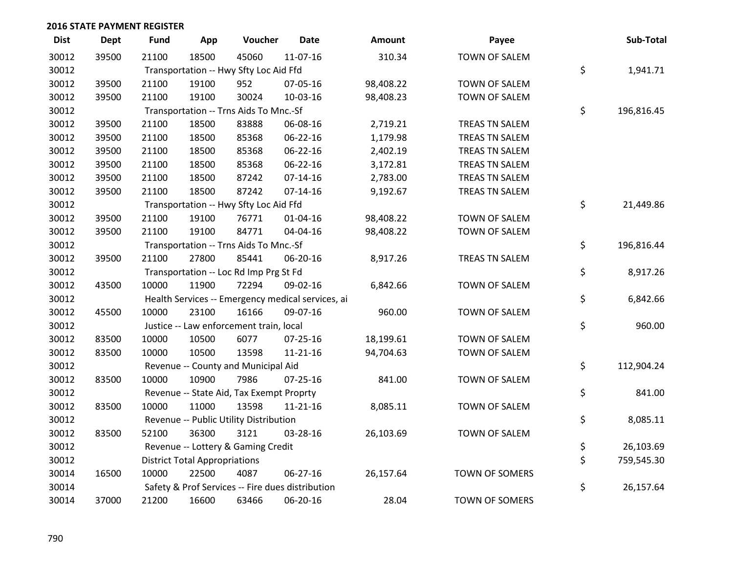**2016 STATE PAYMENT REGISTER**

| Dist | Dept | Fund | App | Voucher | Date | Amount | Payee | Sub-Total |
|---|---|---|---|---|---|---|---|---|
| 30012 | 39500 | 21100 | 18500 | 45060 | 11-07-16 | 310.34 | TOWN OF SALEM | |
| 30012 | | Transportation -- Hwy Sfty Loc Aid Ffd | | | | | | $ 1,941.71 |
| 30012 | 39500 | 21100 | 19100 | 952 | 07-05-16 | 98,408.22 | TOWN OF SALEM | |
| 30012 | 39500 | 21100 | 19100 | 30024 | 10-03-16 | 98,408.23 | TOWN OF SALEM | |
| 30012 | | Transportation -- Trns Aids To Mnc.-Sf | | | | | | $ 196,816.45 |
| 30012 | 39500 | 21100 | 18500 | 83888 | 06-08-16 | 2,719.21 | TREAS TN SALEM | |
| 30012 | 39500 | 21100 | 18500 | 85368 | 06-22-16 | 1,179.98 | TREAS TN SALEM | |
| 30012 | 39500 | 21100 | 18500 | 85368 | 06-22-16 | 2,402.19 | TREAS TN SALEM | |
| 30012 | 39500 | 21100 | 18500 | 85368 | 06-22-16 | 3,172.81 | TREAS TN SALEM | |
| 30012 | 39500 | 21100 | 18500 | 87242 | 07-14-16 | 2,783.00 | TREAS TN SALEM | |
| 30012 | 39500 | 21100 | 18500 | 87242 | 07-14-16 | 9,192.67 | TREAS TN SALEM | |
| 30012 | | Transportation -- Hwy Sfty Loc Aid Ffd | | | | | | $ 21,449.86 |
| 30012 | 39500 | 21100 | 19100 | 76771 | 01-04-16 | 98,408.22 | TOWN OF SALEM | |
| 30012 | 39500 | 21100 | 19100 | 84771 | 04-04-16 | 98,408.22 | TOWN OF SALEM | |
| 30012 | | Transportation -- Trns Aids To Mnc.-Sf | | | | | | $ 196,816.44 |
| 30012 | 39500 | 21100 | 27800 | 85441 | 06-20-16 | 8,917.26 | TREAS TN SALEM | |
| 30012 | | Transportation -- Loc Rd Imp Prg St Fd | | | | | | $ 8,917.26 |
| 30012 | 43500 | 10000 | 11900 | 72294 | 09-02-16 | 6,842.66 | TOWN OF SALEM | |
| 30012 | | Health Services -- Emergency medical services, ai | | | | | | $ 6,842.66 |
| 30012 | 45500 | 10000 | 23100 | 16166 | 09-07-16 | 960.00 | TOWN OF SALEM | |
| 30012 | | Justice -- Law enforcement train, local | | | | | | $ 960.00 |
| 30012 | 83500 | 10000 | 10500 | 6077 | 07-25-16 | 18,199.61 | TOWN OF SALEM | |
| 30012 | 83500 | 10000 | 10500 | 13598 | 11-21-16 | 94,704.63 | TOWN OF SALEM | |
| 30012 | | Revenue -- County and Municipal Aid | | | | | | $ 112,904.24 |
| 30012 | 83500 | 10000 | 10900 | 7986 | 07-25-16 | 841.00 | TOWN OF SALEM | |
| 30012 | | Revenue -- State Aid, Tax Exempt Proprty | | | | | | $ 841.00 |
| 30012 | 83500 | 10000 | 11000 | 13598 | 11-21-16 | 8,085.11 | TOWN OF SALEM | |
| 30012 | | Revenue -- Public Utility Distribution | | | | | | $ 8,085.11 |
| 30012 | 83500 | 52100 | 36300 | 3121 | 03-28-16 | 26,103.69 | TOWN OF SALEM | |
| 30012 | | Revenue -- Lottery & Gaming Credit | | | | | | $ 26,103.69 |
| 30012 | | District Total Appropriations | | | | | | $ 759,545.30 |
| 30014 | 16500 | 10000 | 22500 | 4087 | 06-27-16 | 26,157.64 | TOWN OF SOMERS | |
| 30014 | | Safety & Prof Services -- Fire dues distribution | | | | | | $ 26,157.64 |
| 30014 | 37000 | 21200 | 16600 | 63466 | 06-20-16 | 28.04 | TOWN OF SOMERS | |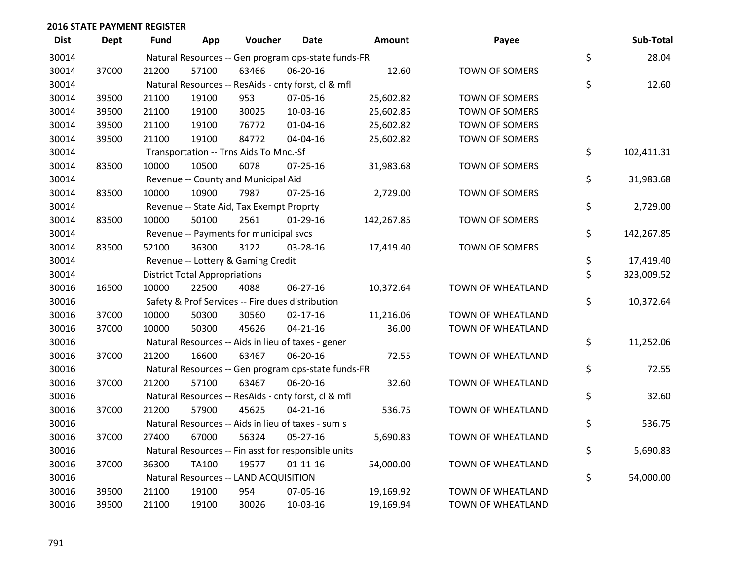## 2016 STATE PAYMENT REGISTER

| Dist | Dept | Fund | App | Voucher | Date | Amount | Payee | Sub-Total |
|---|---|---|---|---|---|---|---|---|
| 30014 | | Natural Resources -- Gen program ops-state funds-FR | | | | | | $ 28.04 |
| 30014 | 37000 | 21200 | 57100 | 63466 | 06-20-16 | 12.60 | TOWN OF SOMERS | |
| 30014 | | Natural Resources -- ResAids - cnty forst, cl & mfl | | | | | | $ 12.60 |
| 30014 | 39500 | 21100 | 19100 | 953 | 07-05-16 | 25,602.82 | TOWN OF SOMERS | |
| 30014 | 39500 | 21100 | 19100 | 30025 | 10-03-16 | 25,602.85 | TOWN OF SOMERS | |
| 30014 | 39500 | 21100 | 19100 | 76772 | 01-04-16 | 25,602.82 | TOWN OF SOMERS | |
| 30014 | 39500 | 21100 | 19100 | 84772 | 04-04-16 | 25,602.82 | TOWN OF SOMERS | |
| 30014 | | Transportation -- Trns Aids To Mnc.-Sf | | | | | | $ 102,411.31 |
| 30014 | 83500 | 10000 | 10500 | 6078 | 07-25-16 | 31,983.68 | TOWN OF SOMERS | |
| 30014 | | Revenue -- County and Municipal Aid | | | | | | $ 31,983.68 |
| 30014 | 83500 | 10000 | 10900 | 7987 | 07-25-16 | 2,729.00 | TOWN OF SOMERS | |
| 30014 | | Revenue -- State Aid, Tax Exempt Proprty | | | | | | $ 2,729.00 |
| 30014 | 83500 | 10000 | 50100 | 2561 | 01-29-16 | 142,267.85 | TOWN OF SOMERS | |
| 30014 | | Revenue -- Payments for municipal svcs | | | | | | $ 142,267.85 |
| 30014 | 83500 | 52100 | 36300 | 3122 | 03-28-16 | 17,419.40 | TOWN OF SOMERS | |
| 30014 | | Revenue -- Lottery & Gaming Credit | | | | | | $ 17,419.40 |
| 30014 | | District Total Appropriations | | | | | | $ 323,009.52 |
| 30016 | 16500 | 10000 | 22500 | 4088 | 06-27-16 | 10,372.64 | TOWN OF WHEATLAND | |
| 30016 | | Safety & Prof Services -- Fire dues distribution | | | | | | $ 10,372.64 |
| 30016 | 37000 | 10000 | 50300 | 30560 | 02-17-16 | 11,216.06 | TOWN OF WHEATLAND | |
| 30016 | 37000 | 10000 | 50300 | 45626 | 04-21-16 | 36.00 | TOWN OF WHEATLAND | |
| 30016 | | Natural Resources -- Aids in lieu of taxes - gener | | | | | | $ 11,252.06 |
| 30016 | 37000 | 21200 | 16600 | 63467 | 06-20-16 | 72.55 | TOWN OF WHEATLAND | |
| 30016 | | Natural Resources -- Gen program ops-state funds-FR | | | | | | $ 72.55 |
| 30016 | 37000 | 21200 | 57100 | 63467 | 06-20-16 | 32.60 | TOWN OF WHEATLAND | |
| 30016 | | Natural Resources -- ResAids - cnty forst, cl & mfl | | | | | | $ 32.60 |
| 30016 | 37000 | 21200 | 57900 | 45625 | 04-21-16 | 536.75 | TOWN OF WHEATLAND | |
| 30016 | | Natural Resources -- Aids in lieu of taxes - sum s | | | | | | $ 536.75 |
| 30016 | 37000 | 27400 | 67000 | 56324 | 05-27-16 | 5,690.83 | TOWN OF WHEATLAND | |
| 30016 | | Natural Resources -- Fin asst for responsible units | | | | | | $ 5,690.83 |
| 30016 | 37000 | 36300 | TA100 | 19577 | 01-11-16 | 54,000.00 | TOWN OF WHEATLAND | |
| 30016 | | Natural Resources -- LAND ACQUISITION | | | | | | $ 54,000.00 |
| 30016 | 39500 | 21100 | 19100 | 954 | 07-05-16 | 19,169.92 | TOWN OF WHEATLAND | |
| 30016 | 39500 | 21100 | 19100 | 30026 | 10-03-16 | 19,169.94 | TOWN OF WHEATLAND | |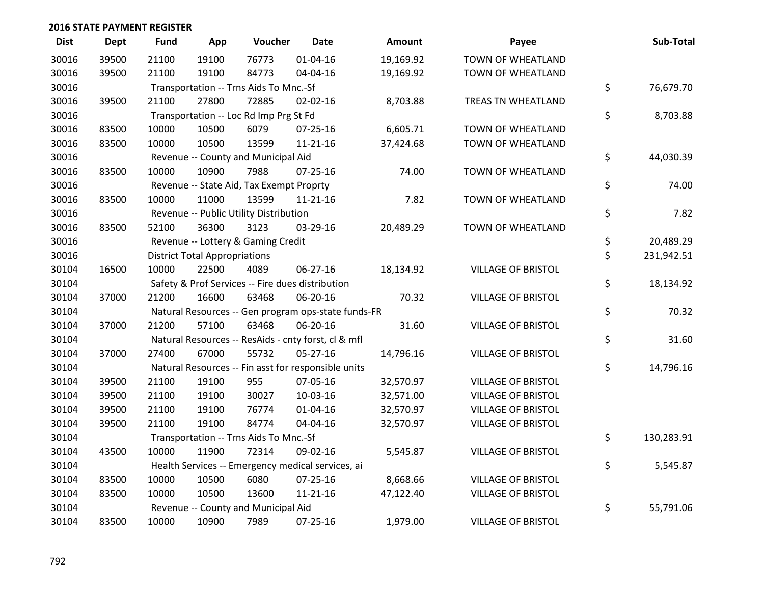## 2016 STATE PAYMENT REGISTER

| Dist | Dept | Fund | App | Voucher | Date | Amount | Payee | Sub-Total |
|---|---|---|---|---|---|---|---|---|
| 30016 | 39500 | 21100 | 19100 | 76773 | 01-04-16 | 19,169.92 | TOWN OF WHEATLAND | |
| 30016 | 39500 | 21100 | 19100 | 84773 | 04-04-16 | 19,169.92 | TOWN OF WHEATLAND | |
| 30016 | | Transportation -- Trns Aids To Mnc.-Sf | | | | | | $ 76,679.70 |
| 30016 | 39500 | 21100 | 27800 | 72885 | 02-02-16 | 8,703.88 | TREAS TN WHEATLAND | |
| 30016 | | Transportation -- Loc Rd Imp Prg St Fd | | | | | | $ 8,703.88 |
| 30016 | 83500 | 10000 | 10500 | 6079 | 07-25-16 | 6,605.71 | TOWN OF WHEATLAND | |
| 30016 | 83500 | 10000 | 10500 | 13599 | 11-21-16 | 37,424.68 | TOWN OF WHEATLAND | |
| 30016 | | Revenue -- County and Municipal Aid | | | | | | $ 44,030.39 |
| 30016 | 83500 | 10000 | 10900 | 7988 | 07-25-16 | 74.00 | TOWN OF WHEATLAND | |
| 30016 | | Revenue -- State Aid, Tax Exempt Proprty | | | | | | $ 74.00 |
| 30016 | 83500 | 10000 | 11000 | 13599 | 11-21-16 | 7.82 | TOWN OF WHEATLAND | |
| 30016 | | Revenue -- Public Utility Distribution | | | | | | $ 7.82 |
| 30016 | 83500 | 52100 | 36300 | 3123 | 03-29-16 | 20,489.29 | TOWN OF WHEATLAND | |
| 30016 | | Revenue -- Lottery & Gaming Credit | | | | | | $ 20,489.29 |
| 30016 | | District Total Appropriations | | | | | | $ 231,942.51 |
| 30104 | 16500 | 10000 | 22500 | 4089 | 06-27-16 | 18,134.92 | VILLAGE OF BRISTOL | |
| 30104 | | Safety & Prof Services -- Fire dues distribution | | | | | | $ 18,134.92 |
| 30104 | 37000 | 21200 | 16600 | 63468 | 06-20-16 | 70.32 | VILLAGE OF BRISTOL | |
| 30104 | | Natural Resources -- Gen program ops-state funds-FR | | | | | | $ 70.32 |
| 30104 | 37000 | 21200 | 57100 | 63468 | 06-20-16 | 31.60 | VILLAGE OF BRISTOL | |
| 30104 | | Natural Resources -- ResAids - cnty forst, cl & mfl | | | | | | $ 31.60 |
| 30104 | 37000 | 27400 | 67000 | 55732 | 05-27-16 | 14,796.16 | VILLAGE OF BRISTOL | |
| 30104 | | Natural Resources -- Fin asst for responsible units | | | | | | $ 14,796.16 |
| 30104 | 39500 | 21100 | 19100 | 955 | 07-05-16 | 32,570.97 | VILLAGE OF BRISTOL | |
| 30104 | 39500 | 21100 | 19100 | 30027 | 10-03-16 | 32,571.00 | VILLAGE OF BRISTOL | |
| 30104 | 39500 | 21100 | 19100 | 76774 | 01-04-16 | 32,570.97 | VILLAGE OF BRISTOL | |
| 30104 | 39500 | 21100 | 19100 | 84774 | 04-04-16 | 32,570.97 | VILLAGE OF BRISTOL | |
| 30104 | | Transportation -- Trns Aids To Mnc.-Sf | | | | | | $ 130,283.91 |
| 30104 | 43500 | 10000 | 11900 | 72314 | 09-02-16 | 5,545.87 | VILLAGE OF BRISTOL | |
| 30104 | | Health Services -- Emergency medical services, ai | | | | | | $ 5,545.87 |
| 30104 | 83500 | 10000 | 10500 | 6080 | 07-25-16 | 8,668.66 | VILLAGE OF BRISTOL | |
| 30104 | 83500 | 10000 | 10500 | 13600 | 11-21-16 | 47,122.40 | VILLAGE OF BRISTOL | |
| 30104 | | Revenue -- County and Municipal Aid | | | | | | $ 55,791.06 |
| 30104 | 83500 | 10000 | 10900 | 7989 | 07-25-16 | 1,979.00 | VILLAGE OF BRISTOL | |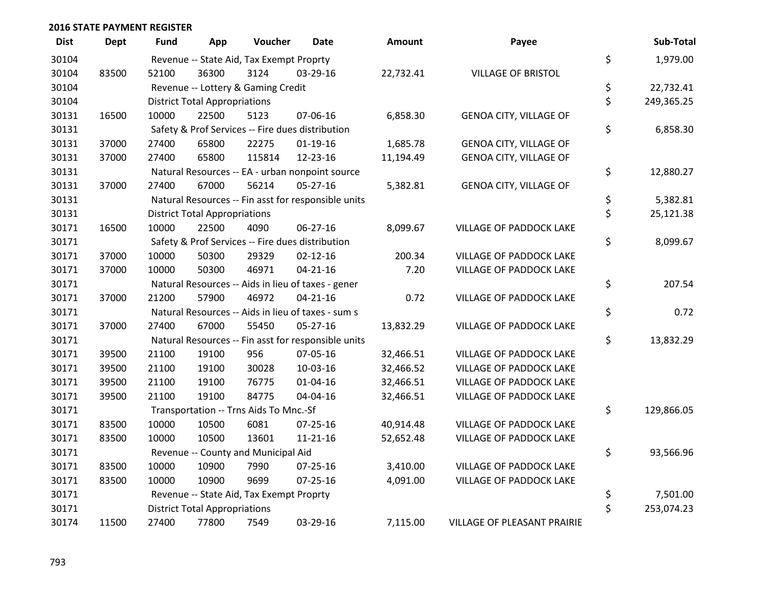## 2016 STATE PAYMENT REGISTER

| Dist | Dept | Fund | App | Voucher | Date | Amount | Payee | Sub-Total |
|---|---|---|---|---|---|---|---|---|
| 30104 | | Revenue -- State Aid, Tax Exempt Proprty | | | | | | $ 1,979.00 |
| 30104 | 83500 | 52100 | 36300 | 3124 | 03-29-16 | 22,732.41 | VILLAGE OF BRISTOL | |
| 30104 | | Revenue -- Lottery & Gaming Credit | | | | | | $ 22,732.41 |
| 30104 | | District Total Appropriations | | | | | | $ 249,365.25 |
| 30131 | 16500 | 10000 | 22500 | 5123 | 07-06-16 | 6,858.30 | GENOA CITY, VILLAGE OF | |
| 30131 | | Safety & Prof Services -- Fire dues distribution | | | | | | $ 6,858.30 |
| 30131 | 37000 | 27400 | 65800 | 22275 | 01-19-16 | 1,685.78 | GENOA CITY, VILLAGE OF | |
| 30131 | 37000 | 27400 | 65800 | 115814 | 12-23-16 | 11,194.49 | GENOA CITY, VILLAGE OF | |
| 30131 | | Natural Resources -- EA - urban nonpoint source | | | | | | $ 12,880.27 |
| 30131 | 37000 | 27400 | 67000 | 56214 | 05-27-16 | 5,382.81 | GENOA CITY, VILLAGE OF | |
| 30131 | | Natural Resources -- Fin asst for responsible units | | | | | | $ 5,382.81 |
| 30131 | | District Total Appropriations | | | | | | $ 25,121.38 |
| 30171 | 16500 | 10000 | 22500 | 4090 | 06-27-16 | 8,099.67 | VILLAGE OF PADDOCK LAKE | |
| 30171 | | Safety & Prof Services -- Fire dues distribution | | | | | | $ 8,099.67 |
| 30171 | 37000 | 10000 | 50300 | 29329 | 02-12-16 | 200.34 | VILLAGE OF PADDOCK LAKE | |
| 30171 | 37000 | 10000 | 50300 | 46971 | 04-21-16 | 7.20 | VILLAGE OF PADDOCK LAKE | |
| 30171 | | Natural Resources -- Aids in lieu of taxes - gener | | | | | | $ 207.54 |
| 30171 | 37000 | 21200 | 57900 | 46972 | 04-21-16 | 0.72 | VILLAGE OF PADDOCK LAKE | |
| 30171 | | Natural Resources -- Aids in lieu of taxes - sum s | | | | | | $ 0.72 |
| 30171 | 37000 | 27400 | 67000 | 55450 | 05-27-16 | 13,832.29 | VILLAGE OF PADDOCK LAKE | |
| 30171 | | Natural Resources -- Fin asst for responsible units | | | | | | $ 13,832.29 |
| 30171 | 39500 | 21100 | 19100 | 956 | 07-05-16 | 32,466.51 | VILLAGE OF PADDOCK LAKE | |
| 30171 | 39500 | 21100 | 19100 | 30028 | 10-03-16 | 32,466.52 | VILLAGE OF PADDOCK LAKE | |
| 30171 | 39500 | 21100 | 19100 | 76775 | 01-04-16 | 32,466.51 | VILLAGE OF PADDOCK LAKE | |
| 30171 | 39500 | 21100 | 19100 | 84775 | 04-04-16 | 32,466.51 | VILLAGE OF PADDOCK LAKE | |
| 30171 | | Transportation -- Trns Aids To Mnc.-Sf | | | | | | $ 129,866.05 |
| 30171 | 83500 | 10000 | 10500 | 6081 | 07-25-16 | 40,914.48 | VILLAGE OF PADDOCK LAKE | |
| 30171 | 83500 | 10000 | 10500 | 13601 | 11-21-16 | 52,652.48 | VILLAGE OF PADDOCK LAKE | |
| 30171 | | Revenue -- County and Municipal Aid | | | | | | $ 93,566.96 |
| 30171 | 83500 | 10000 | 10900 | 7990 | 07-25-16 | 3,410.00 | VILLAGE OF PADDOCK LAKE | |
| 30171 | 83500 | 10000 | 10900 | 9699 | 07-25-16 | 4,091.00 | VILLAGE OF PADDOCK LAKE | |
| 30171 | | Revenue -- State Aid, Tax Exempt Proprty | | | | | | $ 7,501.00 |
| 30171 | | District Total Appropriations | | | | | | $ 253,074.23 |
| 30174 | 11500 | 27400 | 77800 | 7549 | 03-29-16 | 7,115.00 | VILLAGE OF PLEASANT PRAIRIE | |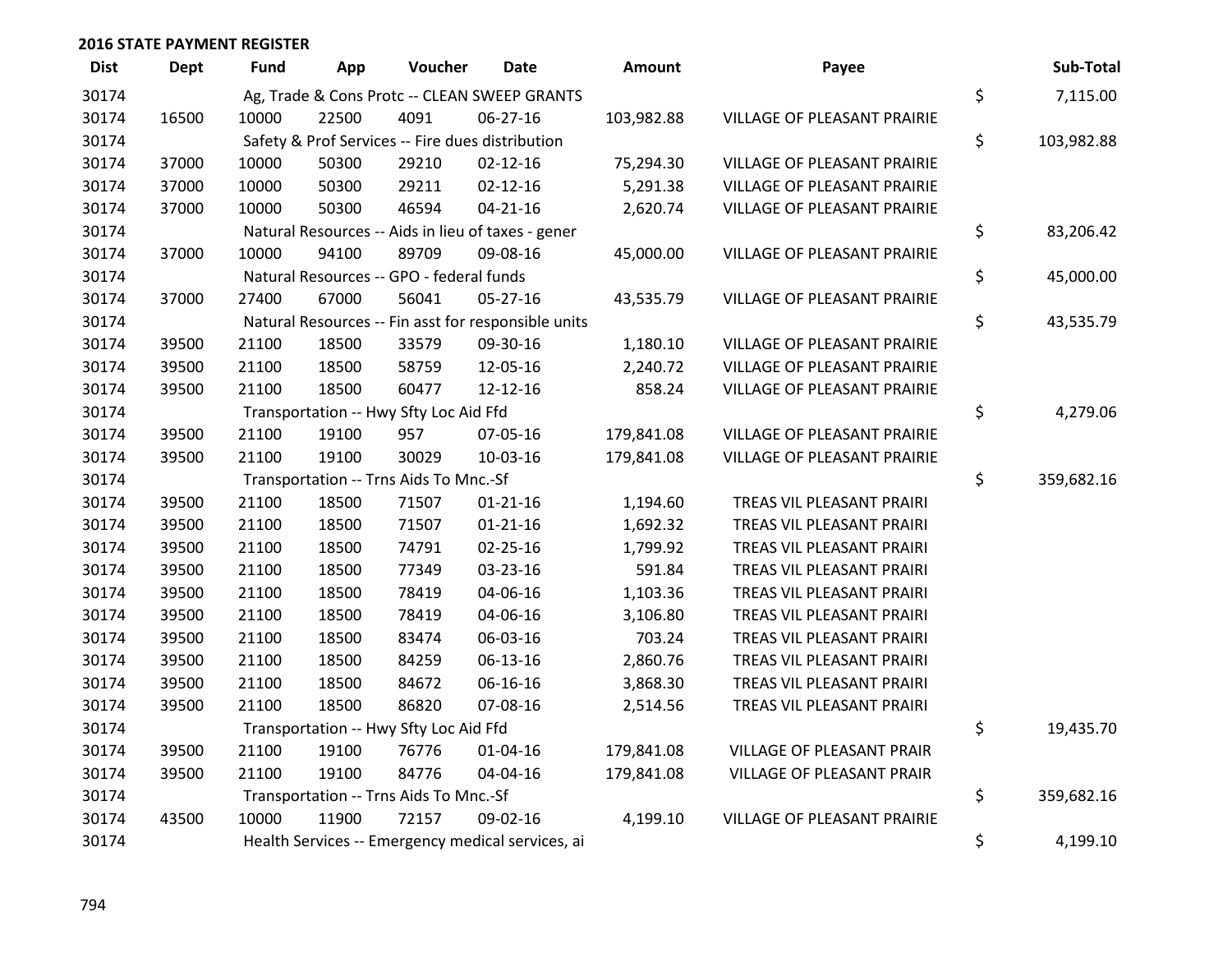## 2016 STATE PAYMENT REGISTER

| Dist | Dept | Fund | App | Voucher | Date | Amount | Payee | Sub-Total |
|---|---|---|---|---|---|---|---|---|
| 30174 | | Ag, Trade & Cons Protc -- CLEAN SWEEP GRANTS | | | | | | $ 7,115.00 |
| 30174 | 16500 | 10000 | 22500 | 4091 | 06-27-16 | 103,982.88 | VILLAGE OF PLEASANT PRAIRIE | |
| 30174 | | Safety & Prof Services -- Fire dues distribution | | | | | | $ 103,982.88 |
| 30174 | 37000 | 10000 | 50300 | 29210 | 02-12-16 | 75,294.30 | VILLAGE OF PLEASANT PRAIRIE | |
| 30174 | 37000 | 10000 | 50300 | 29211 | 02-12-16 | 5,291.38 | VILLAGE OF PLEASANT PRAIRIE | |
| 30174 | 37000 | 10000 | 50300 | 46594 | 04-21-16 | 2,620.74 | VILLAGE OF PLEASANT PRAIRIE | |
| 30174 | | Natural Resources -- Aids in lieu of taxes - gener | | | | | | $ 83,206.42 |
| 30174 | 37000 | 10000 | 94100 | 89709 | 09-08-16 | 45,000.00 | VILLAGE OF PLEASANT PRAIRIE | |
| 30174 | | Natural Resources -- GPO - federal funds | | | | | | $ 45,000.00 |
| 30174 | 37000 | 27400 | 67000 | 56041 | 05-27-16 | 43,535.79 | VILLAGE OF PLEASANT PRAIRIE | |
| 30174 | | Natural Resources -- Fin asst for responsible units | | | | | | $ 43,535.79 |
| 30174 | 39500 | 21100 | 18500 | 33579 | 09-30-16 | 1,180.10 | VILLAGE OF PLEASANT PRAIRIE | |
| 30174 | 39500 | 21100 | 18500 | 58759 | 12-05-16 | 2,240.72 | VILLAGE OF PLEASANT PRAIRIE | |
| 30174 | 39500 | 21100 | 18500 | 60477 | 12-12-16 | 858.24 | VILLAGE OF PLEASANT PRAIRIE | |
| 30174 | | Transportation -- Hwy Sfty Loc Aid Ffd | | | | | | $ 4,279.06 |
| 30174 | 39500 | 21100 | 19100 | 957 | 07-05-16 | 179,841.08 | VILLAGE OF PLEASANT PRAIRIE | |
| 30174 | 39500 | 21100 | 19100 | 30029 | 10-03-16 | 179,841.08 | VILLAGE OF PLEASANT PRAIRIE | |
| 30174 | | Transportation -- Trns Aids To Mnc.-Sf | | | | | | $ 359,682.16 |
| 30174 | 39500 | 21100 | 18500 | 71507 | 01-21-16 | 1,194.60 | TREAS VIL PLEASANT PRAIRI | |
| 30174 | 39500 | 21100 | 18500 | 71507 | 01-21-16 | 1,692.32 | TREAS VIL PLEASANT PRAIRI | |
| 30174 | 39500 | 21100 | 18500 | 74791 | 02-25-16 | 1,799.92 | TREAS VIL PLEASANT PRAIRI | |
| 30174 | 39500 | 21100 | 18500 | 77349 | 03-23-16 | 591.84 | TREAS VIL PLEASANT PRAIRI | |
| 30174 | 39500 | 21100 | 18500 | 78419 | 04-06-16 | 1,103.36 | TREAS VIL PLEASANT PRAIRI | |
| 30174 | 39500 | 21100 | 18500 | 78419 | 04-06-16 | 3,106.80 | TREAS VIL PLEASANT PRAIRI | |
| 30174 | 39500 | 21100 | 18500 | 83474 | 06-03-16 | 703.24 | TREAS VIL PLEASANT PRAIRI | |
| 30174 | 39500 | 21100 | 18500 | 84259 | 06-13-16 | 2,860.76 | TREAS VIL PLEASANT PRAIRI | |
| 30174 | 39500 | 21100 | 18500 | 84672 | 06-16-16 | 3,868.30 | TREAS VIL PLEASANT PRAIRI | |
| 30174 | 39500 | 21100 | 18500 | 86820 | 07-08-16 | 2,514.56 | TREAS VIL PLEASANT PRAIRI | |
| 30174 | | Transportation -- Hwy Sfty Loc Aid Ffd | | | | | | $ 19,435.70 |
| 30174 | 39500 | 21100 | 19100 | 76776 | 01-04-16 | 179,841.08 | VILLAGE OF PLEASANT PRAIR | |
| 30174 | 39500 | 21100 | 19100 | 84776 | 04-04-16 | 179,841.08 | VILLAGE OF PLEASANT PRAIR | |
| 30174 | | Transportation -- Trns Aids To Mnc.-Sf | | | | | | $ 359,682.16 |
| 30174 | 43500 | 10000 | 11900 | 72157 | 09-02-16 | 4,199.10 | VILLAGE OF PLEASANT PRAIRIE | |
| 30174 | | Health Services -- Emergency medical services, ai | | | | | | $ 4,199.10 |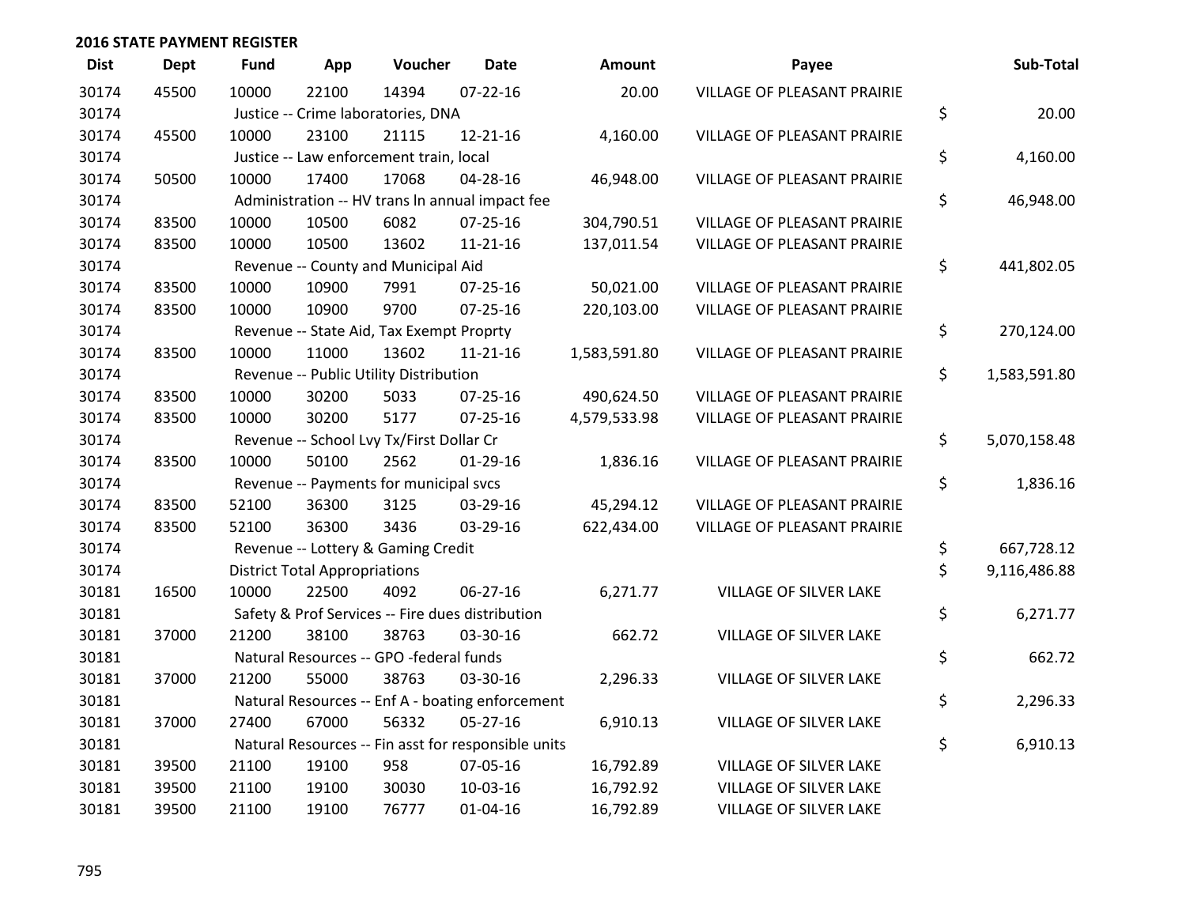## 2016 STATE PAYMENT REGISTER

| Dist | Dept | Fund | App | Voucher | Date | Amount | Payee | Sub-Total |
|---|---|---|---|---|---|---|---|---|
| 30174 | 45500 | 10000 | 22100 | 14394 | 07-22-16 | 20.00 | VILLAGE OF PLEASANT PRAIRIE | |
| 30174 | | Justice -- Crime laboratories, DNA | | | | | | $ 20.00 |
| 30174 | 45500 | 10000 | 23100 | 21115 | 12-21-16 | 4,160.00 | VILLAGE OF PLEASANT PRAIRIE | |
| 30174 | | Justice -- Law enforcement train, local | | | | | | $ 4,160.00 |
| 30174 | 50500 | 10000 | 17400 | 17068 | 04-28-16 | 46,948.00 | VILLAGE OF PLEASANT PRAIRIE | |
| 30174 | | Administration -- HV trans ln annual impact fee | | | | | | $ 46,948.00 |
| 30174 | 83500 | 10000 | 10500 | 6082 | 07-25-16 | 304,790.51 | VILLAGE OF PLEASANT PRAIRIE | |
| 30174 | 83500 | 10000 | 10500 | 13602 | 11-21-16 | 137,011.54 | VILLAGE OF PLEASANT PRAIRIE | |
| 30174 | | Revenue -- County and Municipal Aid | | | | | | $ 441,802.05 |
| 30174 | 83500 | 10000 | 10900 | 7991 | 07-25-16 | 50,021.00 | VILLAGE OF PLEASANT PRAIRIE | |
| 30174 | 83500 | 10000 | 10900 | 9700 | 07-25-16 | 220,103.00 | VILLAGE OF PLEASANT PRAIRIE | |
| 30174 | | Revenue -- State Aid, Tax Exempt Proprty | | | | | | $ 270,124.00 |
| 30174 | 83500 | 10000 | 11000 | 13602 | 11-21-16 | 1,583,591.80 | VILLAGE OF PLEASANT PRAIRIE | |
| 30174 | | Revenue -- Public Utility Distribution | | | | | | $ 1,583,591.80 |
| 30174 | 83500 | 10000 | 30200 | 5033 | 07-25-16 | 490,624.50 | VILLAGE OF PLEASANT PRAIRIE | |
| 30174 | 83500 | 10000 | 30200 | 5177 | 07-25-16 | 4,579,533.98 | VILLAGE OF PLEASANT PRAIRIE | |
| 30174 | | Revenue -- School Lvy Tx/First Dollar Cr | | | | | | $ 5,070,158.48 |
| 30174 | 83500 | 10000 | 50100 | 2562 | 01-29-16 | 1,836.16 | VILLAGE OF PLEASANT PRAIRIE | |
| 30174 | | Revenue -- Payments for municipal svcs | | | | | | $ 1,836.16 |
| 30174 | 83500 | 52100 | 36300 | 3125 | 03-29-16 | 45,294.12 | VILLAGE OF PLEASANT PRAIRIE | |
| 30174 | 83500 | 52100 | 36300 | 3436 | 03-29-16 | 622,434.00 | VILLAGE OF PLEASANT PRAIRIE | |
| 30174 | | Revenue -- Lottery & Gaming Credit | | | | | | $ 667,728.12 |
| 30174 | | District Total Appropriations | | | | | | $ 9,116,486.88 |
| 30181 | 16500 | 10000 | 22500 | 4092 | 06-27-16 | 6,271.77 | VILLAGE OF SILVER LAKE | |
| 30181 | | Safety & Prof Services -- Fire dues distribution | | | | | | $ 6,271.77 |
| 30181 | 37000 | 21200 | 38100 | 38763 | 03-30-16 | 662.72 | VILLAGE OF SILVER LAKE | |
| 30181 | | Natural Resources -- GPO -federal funds | | | | | | $ 662.72 |
| 30181 | 37000 | 21200 | 55000 | 38763 | 03-30-16 | 2,296.33 | VILLAGE OF SILVER LAKE | |
| 30181 | | Natural Resources -- Enf A - boating enforcement | | | | | | $ 2,296.33 |
| 30181 | 37000 | 27400 | 67000 | 56332 | 05-27-16 | 6,910.13 | VILLAGE OF SILVER LAKE | |
| 30181 | | Natural Resources -- Fin asst for responsible units | | | | | | $ 6,910.13 |
| 30181 | 39500 | 21100 | 19100 | 958 | 07-05-16 | 16,792.89 | VILLAGE OF SILVER LAKE | |
| 30181 | 39500 | 21100 | 19100 | 30030 | 10-03-16 | 16,792.92 | VILLAGE OF SILVER LAKE | |
| 30181 | 39500 | 21100 | 19100 | 76777 | 01-04-16 | 16,792.89 | VILLAGE OF SILVER LAKE | |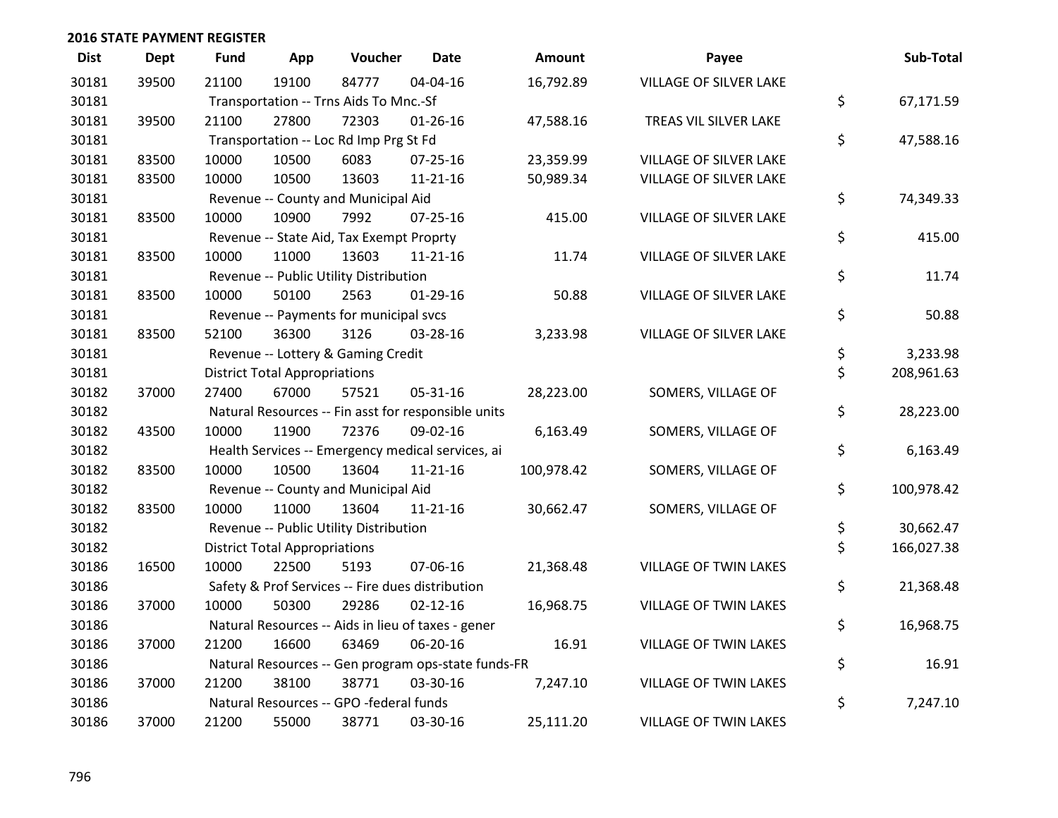## 2016 STATE PAYMENT REGISTER

| Dist | Dept | Fund | App | Voucher | Date | Amount | Payee | Sub-Total |
|---|---|---|---|---|---|---|---|---|
| 30181 | 39500 | 21100 | 19100 | 84777 | 04-04-16 | 16,792.89 | VILLAGE OF SILVER LAKE | |
| 30181 | | Transportation -- Trns Aids To Mnc.-Sf | | | | | | $ 67,171.59 |
| 30181 | 39500 | 21100 | 27800 | 72303 | 01-26-16 | 47,588.16 | TREAS VIL SILVER LAKE | |
| 30181 | | Transportation -- Loc Rd Imp Prg St Fd | | | | | | $ 47,588.16 |
| 30181 | 83500 | 10000 | 10500 | 6083 | 07-25-16 | 23,359.99 | VILLAGE OF SILVER LAKE | |
| 30181 | 83500 | 10000 | 10500 | 13603 | 11-21-16 | 50,989.34 | VILLAGE OF SILVER LAKE | |
| 30181 | | Revenue -- County and Municipal Aid | | | | | | $ 74,349.33 |
| 30181 | 83500 | 10000 | 10900 | 7992 | 07-25-16 | 415.00 | VILLAGE OF SILVER LAKE | |
| 30181 | | Revenue -- State Aid, Tax Exempt Proprty | | | | | | $ 415.00 |
| 30181 | 83500 | 10000 | 11000 | 13603 | 11-21-16 | 11.74 | VILLAGE OF SILVER LAKE | |
| 30181 | | Revenue -- Public Utility Distribution | | | | | | $ 11.74 |
| 30181 | 83500 | 10000 | 50100 | 2563 | 01-29-16 | 50.88 | VILLAGE OF SILVER LAKE | |
| 30181 | | Revenue -- Payments for municipal svcs | | | | | | $ 50.88 |
| 30181 | 83500 | 52100 | 36300 | 3126 | 03-28-16 | 3,233.98 | VILLAGE OF SILVER LAKE | |
| 30181 | | Revenue -- Lottery & Gaming Credit | | | | | | $ 3,233.98 |
| 30181 | | District Total Appropriations | | | | | | $ 208,961.63 |
| 30182 | 37000 | 27400 | 67000 | 57521 | 05-31-16 | 28,223.00 | SOMERS, VILLAGE OF | |
| 30182 | | Natural Resources -- Fin asst for responsible units | | | | | | $ 28,223.00 |
| 30182 | 43500 | 10000 | 11900 | 72376 | 09-02-16 | 6,163.49 | SOMERS, VILLAGE OF | |
| 30182 | | Health Services -- Emergency medical services, ai | | | | | | $ 6,163.49 |
| 30182 | 83500 | 10000 | 10500 | 13604 | 11-21-16 | 100,978.42 | SOMERS, VILLAGE OF | |
| 30182 | | Revenue -- County and Municipal Aid | | | | | | $ 100,978.42 |
| 30182 | 83500 | 10000 | 11000 | 13604 | 11-21-16 | 30,662.47 | SOMERS, VILLAGE OF | |
| 30182 | | Revenue -- Public Utility Distribution | | | | | | $ 30,662.47 |
| 30182 | | District Total Appropriations | | | | | | $ 166,027.38 |
| 30186 | 16500 | 10000 | 22500 | 5193 | 07-06-16 | 21,368.48 | VILLAGE OF TWIN LAKES | |
| 30186 | | Safety & Prof Services -- Fire dues distribution | | | | | | $ 21,368.48 |
| 30186 | 37000 | 10000 | 50300 | 29286 | 02-12-16 | 16,968.75 | VILLAGE OF TWIN LAKES | |
| 30186 | | Natural Resources -- Aids in lieu of taxes - gener | | | | | | $ 16,968.75 |
| 30186 | 37000 | 21200 | 16600 | 63469 | 06-20-16 | 16.91 | VILLAGE OF TWIN LAKES | |
| 30186 | | Natural Resources -- Gen program ops-state funds-FR | | | | | | $ 16.91 |
| 30186 | 37000 | 21200 | 38100 | 38771 | 03-30-16 | 7,247.10 | VILLAGE OF TWIN LAKES | |
| 30186 | | Natural Resources -- GPO -federal funds | | | | | | $ 7,247.10 |
| 30186 | 37000 | 21200 | 55000 | 38771 | 03-30-16 | 25,111.20 | VILLAGE OF TWIN LAKES | |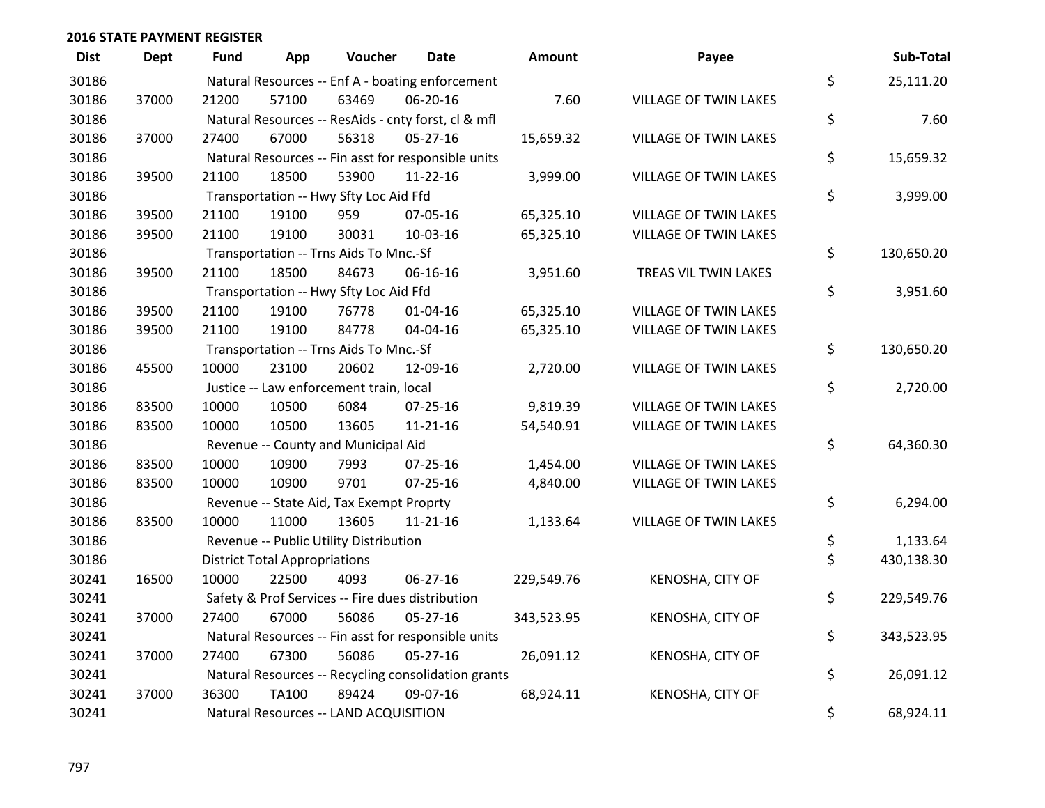## 2016 STATE PAYMENT REGISTER

| Dist | Dept | Fund | App | Voucher | Date | Amount | Payee | Sub-Total |
|---|---|---|---|---|---|---|---|---|
| 30186 | | Natural Resources -- Enf A - boating enforcement | | | | | | $ 25,111.20 |
| 30186 | 37000 | 21200 | 57100 | 63469 | 06-20-16 | 7.60 | VILLAGE OF TWIN LAKES | |
| 30186 | | Natural Resources -- ResAids - cnty forst, cl & mfl | | | | | | $ 7.60 |
| 30186 | 37000 | 27400 | 67000 | 56318 | 05-27-16 | 15,659.32 | VILLAGE OF TWIN LAKES | |
| 30186 | | Natural Resources -- Fin asst for responsible units | | | | | | $ 15,659.32 |
| 30186 | 39500 | 21100 | 18500 | 53900 | 11-22-16 | 3,999.00 | VILLAGE OF TWIN LAKES | |
| 30186 | | Transportation -- Hwy Sfty Loc Aid Ffd | | | | | | $ 3,999.00 |
| 30186 | 39500 | 21100 | 19100 | 959 | 07-05-16 | 65,325.10 | VILLAGE OF TWIN LAKES | |
| 30186 | 39500 | 21100 | 19100 | 30031 | 10-03-16 | 65,325.10 | VILLAGE OF TWIN LAKES | |
| 30186 | | Transportation -- Trns Aids To Mnc.-Sf | | | | | | $ 130,650.20 |
| 30186 | 39500 | 21100 | 18500 | 84673 | 06-16-16 | 3,951.60 | TREAS VIL TWIN LAKES | |
| 30186 | | Transportation -- Hwy Sfty Loc Aid Ffd | | | | | | $ 3,951.60 |
| 30186 | 39500 | 21100 | 19100 | 76778 | 01-04-16 | 65,325.10 | VILLAGE OF TWIN LAKES | |
| 30186 | 39500 | 21100 | 19100 | 84778 | 04-04-16 | 65,325.10 | VILLAGE OF TWIN LAKES | |
| 30186 | | Transportation -- Trns Aids To Mnc.-Sf | | | | | | $ 130,650.20 |
| 30186 | 45500 | 10000 | 23100 | 20602 | 12-09-16 | 2,720.00 | VILLAGE OF TWIN LAKES | |
| 30186 | | Justice -- Law enforcement train, local | | | | | | $ 2,720.00 |
| 30186 | 83500 | 10000 | 10500 | 6084 | 07-25-16 | 9,819.39 | VILLAGE OF TWIN LAKES | |
| 30186 | 83500 | 10000 | 10500 | 13605 | 11-21-16 | 54,540.91 | VILLAGE OF TWIN LAKES | |
| 30186 | | Revenue -- County and Municipal Aid | | | | | | $ 64,360.30 |
| 30186 | 83500 | 10000 | 10900 | 7993 | 07-25-16 | 1,454.00 | VILLAGE OF TWIN LAKES | |
| 30186 | 83500 | 10000 | 10900 | 9701 | 07-25-16 | 4,840.00 | VILLAGE OF TWIN LAKES | |
| 30186 | | Revenue -- State Aid, Tax Exempt Proprty | | | | | | $ 6,294.00 |
| 30186 | 83500 | 10000 | 11000 | 13605 | 11-21-16 | 1,133.64 | VILLAGE OF TWIN LAKES | |
| 30186 | | Revenue -- Public Utility Distribution | | | | | | $ 1,133.64 |
| 30186 | | District Total Appropriations | | | | | | $ 430,138.30 |
| 30241 | 16500 | 10000 | 22500 | 4093 | 06-27-16 | 229,549.76 | KENOSHA, CITY OF | |
| 30241 | | Safety & Prof Services -- Fire dues distribution | | | | | | $ 229,549.76 |
| 30241 | 37000 | 27400 | 67000 | 56086 | 05-27-16 | 343,523.95 | KENOSHA, CITY OF | |
| 30241 | | Natural Resources -- Fin asst for responsible units | | | | | | $ 343,523.95 |
| 30241 | 37000 | 27400 | 67300 | 56086 | 05-27-16 | 26,091.12 | KENOSHA, CITY OF | |
| 30241 | | Natural Resources -- Recycling consolidation grants | | | | | | $ 26,091.12 |
| 30241 | 37000 | 36300 | TA100 | 89424 | 09-07-16 | 68,924.11 | KENOSHA, CITY OF | |
| 30241 | | Natural Resources -- LAND ACQUISITION | | | | | | $ 68,924.11 |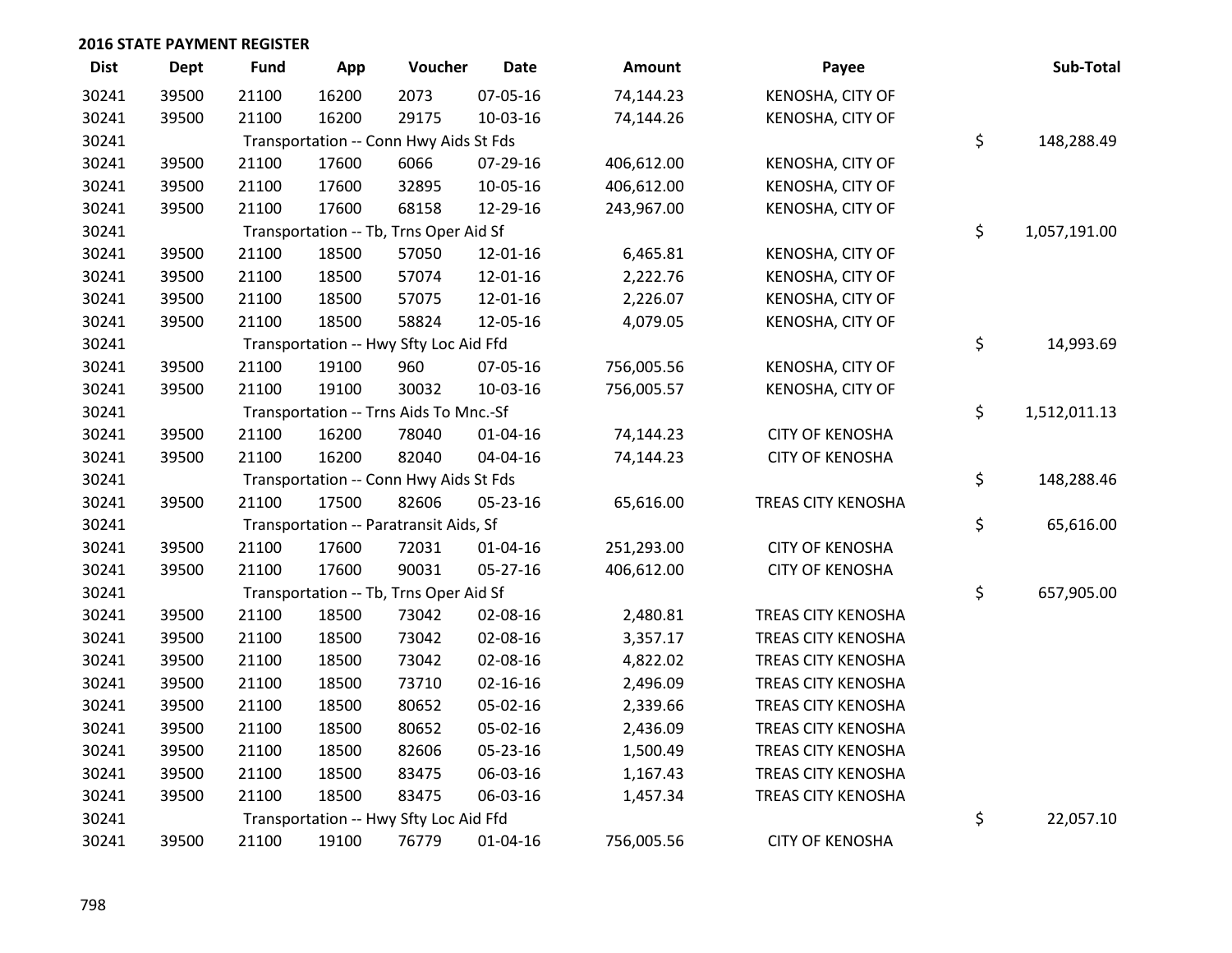## 2016 STATE PAYMENT REGISTER

| Dist | Dept | Fund | App | Voucher | Date | Amount | Payee | Sub-Total |
|---|---|---|---|---|---|---|---|---|
| 30241 | 39500 | 21100 | 16200 | 2073 | 07-05-16 | 74,144.23 | KENOSHA, CITY OF | |
| 30241 | 39500 | 21100 | 16200 | 29175 | 10-03-16 | 74,144.26 | KENOSHA, CITY OF | |
| 30241 | | Transportation -- Conn Hwy Aids St Fds | | | | | | $ 148,288.49 |
| 30241 | 39500 | 21100 | 17600 | 6066 | 07-29-16 | 406,612.00 | KENOSHA, CITY OF | |
| 30241 | 39500 | 21100 | 17600 | 32895 | 10-05-16 | 406,612.00 | KENOSHA, CITY OF | |
| 30241 | 39500 | 21100 | 17600 | 68158 | 12-29-16 | 243,967.00 | KENOSHA, CITY OF | |
| 30241 | | Transportation -- Tb, Trns Oper Aid Sf | | | | | | $ 1,057,191.00 |
| 30241 | 39500 | 21100 | 18500 | 57050 | 12-01-16 | 6,465.81 | KENOSHA, CITY OF | |
| 30241 | 39500 | 21100 | 18500 | 57074 | 12-01-16 | 2,222.76 | KENOSHA, CITY OF | |
| 30241 | 39500 | 21100 | 18500 | 57075 | 12-01-16 | 2,226.07 | KENOSHA, CITY OF | |
| 30241 | 39500 | 21100 | 18500 | 58824 | 12-05-16 | 4,079.05 | KENOSHA, CITY OF | |
| 30241 | | Transportation -- Hwy Sfty Loc Aid Ffd | | | | | | $ 14,993.69 |
| 30241 | 39500 | 21100 | 19100 | 960 | 07-05-16 | 756,005.56 | KENOSHA, CITY OF | |
| 30241 | 39500 | 21100 | 19100 | 30032 | 10-03-16 | 756,005.57 | KENOSHA, CITY OF | |
| 30241 | | Transportation -- Trns Aids To Mnc.-Sf | | | | | | $ 1,512,011.13 |
| 30241 | 39500 | 21100 | 16200 | 78040 | 01-04-16 | 74,144.23 | CITY OF KENOSHA | |
| 30241 | 39500 | 21100 | 16200 | 82040 | 04-04-16 | 74,144.23 | CITY OF KENOSHA | |
| 30241 | | Transportation -- Conn Hwy Aids St Fds | | | | | | $ 148,288.46 |
| 30241 | 39500 | 21100 | 17500 | 82606 | 05-23-16 | 65,616.00 | TREAS CITY KENOSHA | |
| 30241 | | Transportation -- Paratransit Aids, Sf | | | | | | $ 65,616.00 |
| 30241 | 39500 | 21100 | 17600 | 72031 | 01-04-16 | 251,293.00 | CITY OF KENOSHA | |
| 30241 | 39500 | 21100 | 17600 | 90031 | 05-27-16 | 406,612.00 | CITY OF KENOSHA | |
| 30241 | | Transportation -- Tb, Trns Oper Aid Sf | | | | | | $ 657,905.00 |
| 30241 | 39500 | 21100 | 18500 | 73042 | 02-08-16 | 2,480.81 | TREAS CITY KENOSHA | |
| 30241 | 39500 | 21100 | 18500 | 73042 | 02-08-16 | 3,357.17 | TREAS CITY KENOSHA | |
| 30241 | 39500 | 21100 | 18500 | 73042 | 02-08-16 | 4,822.02 | TREAS CITY KENOSHA | |
| 30241 | 39500 | 21100 | 18500 | 73710 | 02-16-16 | 2,496.09 | TREAS CITY KENOSHA | |
| 30241 | 39500 | 21100 | 18500 | 80652 | 05-02-16 | 2,339.66 | TREAS CITY KENOSHA | |
| 30241 | 39500 | 21100 | 18500 | 80652 | 05-02-16 | 2,436.09 | TREAS CITY KENOSHA | |
| 30241 | 39500 | 21100 | 18500 | 82606 | 05-23-16 | 1,500.49 | TREAS CITY KENOSHA | |
| 30241 | 39500 | 21100 | 18500 | 83475 | 06-03-16 | 1,167.43 | TREAS CITY KENOSHA | |
| 30241 | 39500 | 21100 | 18500 | 83475 | 06-03-16 | 1,457.34 | TREAS CITY KENOSHA | |
| 30241 | | Transportation -- Hwy Sfty Loc Aid Ffd | | | | | | $ 22,057.10 |
| 30241 | 39500 | 21100 | 19100 | 76779 | 01-04-16 | 756,005.56 | CITY OF KENOSHA | |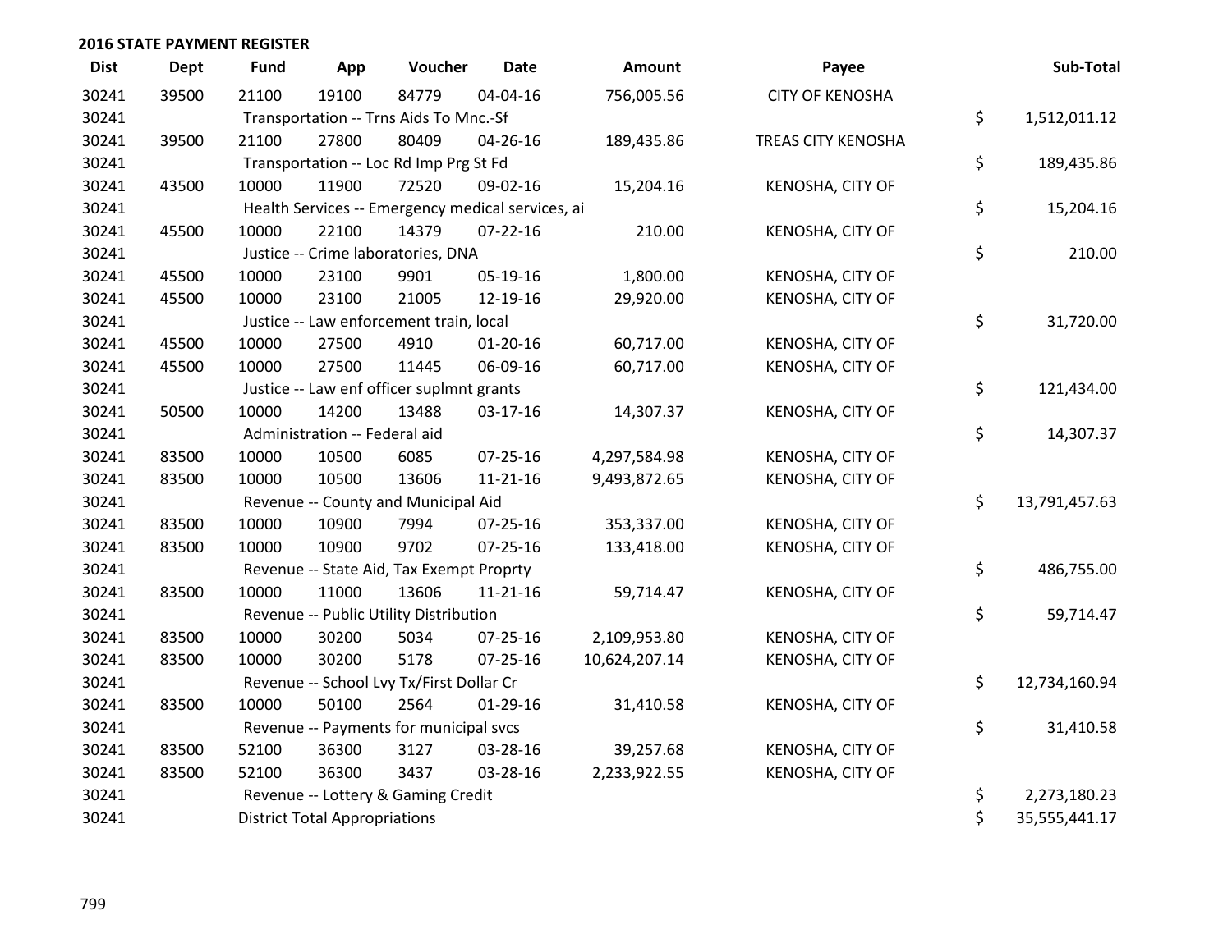## 2016 STATE PAYMENT REGISTER

| Dist | Dept | Fund | App | Voucher | Date | Amount | Payee | Sub-Total |
|---|---|---|---|---|---|---|---|---|
| 30241 | 39500 | 21100 | 19100 | 84779 | 04-04-16 | 756,005.56 | CITY OF KENOSHA | |
| 30241 | | Transportation -- Trns Aids To Mnc.-Sf | | | | | | $ 1,512,011.12 |
| 30241 | 39500 | 21100 | 27800 | 80409 | 04-26-16 | 189,435.86 | TREAS CITY KENOSHA | |
| 30241 | | Transportation -- Loc Rd Imp Prg St Fd | | | | | | $ 189,435.86 |
| 30241 | 43500 | 10000 | 11900 | 72520 | 09-02-16 | 15,204.16 | KENOSHA, CITY OF | |
| 30241 | | Health Services -- Emergency medical services, ai | | | | | | $ 15,204.16 |
| 30241 | 45500 | 10000 | 22100 | 14379 | 07-22-16 | 210.00 | KENOSHA, CITY OF | |
| 30241 | | Justice -- Crime laboratories, DNA | | | | | | $ 210.00 |
| 30241 | 45500 | 10000 | 23100 | 9901 | 05-19-16 | 1,800.00 | KENOSHA, CITY OF | |
| 30241 | 45500 | 10000 | 23100 | 21005 | 12-19-16 | 29,920.00 | KENOSHA, CITY OF | |
| 30241 | | Justice -- Law enforcement train, local | | | | | | $ 31,720.00 |
| 30241 | 45500 | 10000 | 27500 | 4910 | 01-20-16 | 60,717.00 | KENOSHA, CITY OF | |
| 30241 | 45500 | 10000 | 27500 | 11445 | 06-09-16 | 60,717.00 | KENOSHA, CITY OF | |
| 30241 | | Justice -- Law enf officer suplmnt grants | | | | | | $ 121,434.00 |
| 30241 | 50500 | 10000 | 14200 | 13488 | 03-17-16 | 14,307.37 | KENOSHA, CITY OF | |
| 30241 | | Administration -- Federal aid | | | | | | $ 14,307.37 |
| 30241 | 83500 | 10000 | 10500 | 6085 | 07-25-16 | 4,297,584.98 | KENOSHA, CITY OF | |
| 30241 | 83500 | 10000 | 10500 | 13606 | 11-21-16 | 9,493,872.65 | KENOSHA, CITY OF | |
| 30241 | | Revenue -- County and Municipal Aid | | | | | | $ 13,791,457.63 |
| 30241 | 83500 | 10000 | 10900 | 7994 | 07-25-16 | 353,337.00 | KENOSHA, CITY OF | |
| 30241 | 83500 | 10000 | 10900 | 9702 | 07-25-16 | 133,418.00 | KENOSHA, CITY OF | |
| 30241 | | Revenue -- State Aid, Tax Exempt Proprty | | | | | | $ 486,755.00 |
| 30241 | 83500 | 10000 | 11000 | 13606 | 11-21-16 | 59,714.47 | KENOSHA, CITY OF | |
| 30241 | | Revenue -- Public Utility Distribution | | | | | | $ 59,714.47 |
| 30241 | 83500 | 10000 | 30200 | 5034 | 07-25-16 | 2,109,953.80 | KENOSHA, CITY OF | |
| 30241 | 83500 | 10000 | 30200 | 5178 | 07-25-16 | 10,624,207.14 | KENOSHA, CITY OF | |
| 30241 | | Revenue -- School Lvy Tx/First Dollar Cr | | | | | | $ 12,734,160.94 |
| 30241 | 83500 | 10000 | 50100 | 2564 | 01-29-16 | 31,410.58 | KENOSHA, CITY OF | |
| 30241 | | Revenue -- Payments for municipal svcs | | | | | | $ 31,410.58 |
| 30241 | 83500 | 52100 | 36300 | 3127 | 03-28-16 | 39,257.68 | KENOSHA, CITY OF | |
| 30241 | 83500 | 52100 | 36300 | 3437 | 03-28-16 | 2,233,922.55 | KENOSHA, CITY OF | |
| 30241 | | Revenue -- Lottery & Gaming Credit | | | | | | $ 2,273,180.23 |
| 30241 | | District Total Appropriations | | | | | | $ 35,555,441.17 |